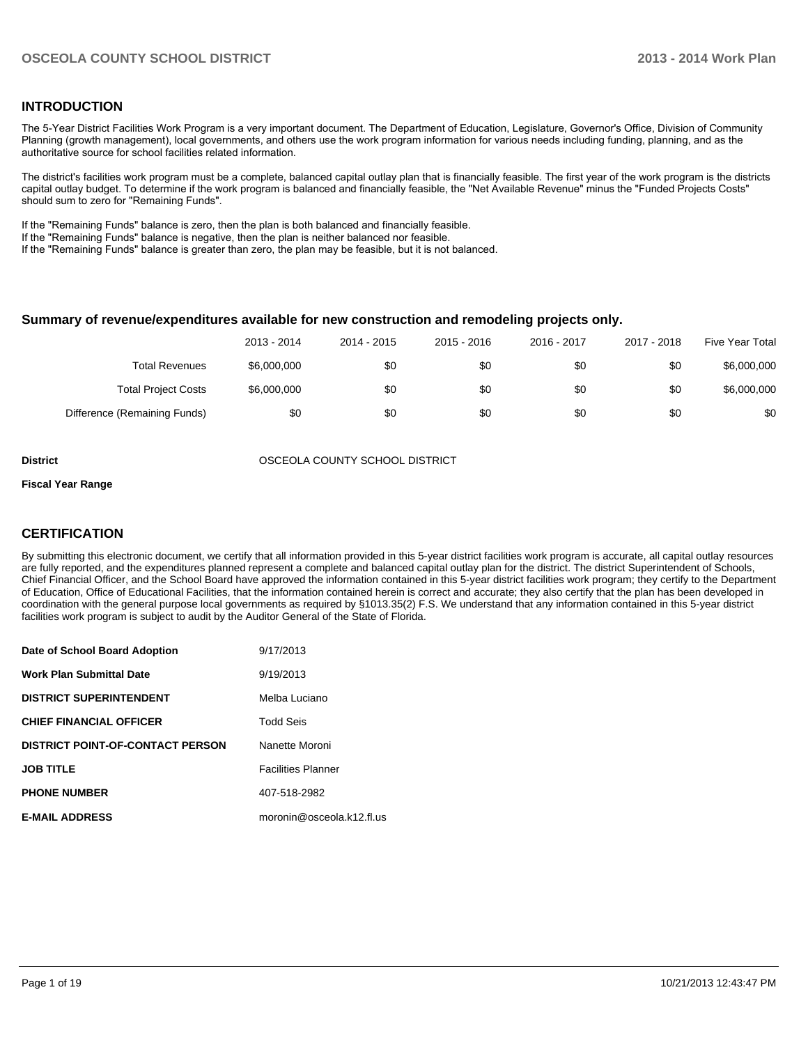## INTRODUCTION

The 5-Year District Facilities Work Program is a very important document. The Department of Education, Legislature, Governor's Office, Division of Community Planning (growth management), local governments, and others use the work program information for various needs including funding, planning, and as the authoritative source for school facilities related information.

The district's facilities work program must be a complete, balanced capital outlay plan that is financially feasible. The first year of the work program is the districts capital outlay budget. To determine if the work program is balanced and financially feasible, the "Net Available Revenue" minus the "Funded Projects Costs" should sum to zero for "Remaining Funds".

If the "Remaining Funds" balance is zero, then the plan is both balanced and financially feasible.
If the "Remaining Funds" balance is negative, then the plan is neither balanced nor feasible.
If the "Remaining Funds" balance is greater than zero, the plan may be feasible, but it is not balanced.

### Summary of revenue/expenditures available for new construction and remodeling projects only.

| | 2013 - 2014 | 2014 - 2015 | 2015 - 2016 | 2016 - 2017 | 2017 - 2018 | Five Year Total |
|---|---|---|---|---|---|---|
| Total Revenues | $6,000,000 | $0 | $0 | $0 | $0 | $6,000,000 |
| Total Project Costs | $6,000,000 | $0 | $0 | $0 | $0 | $6,000,000 |
| Difference (Remaining Funds) | $0 | $0 | $0 | $0 | $0 | $0 |

**District** OSCEOLA COUNTY SCHOOL DISTRICT

**Fiscal Year Range**

## CERTIFICATION

By submitting this electronic document, we certify that all information provided in this 5-year district facilities work program is accurate, all capital outlay resources are fully reported, and the expenditures planned represent a complete and balanced capital outlay plan for the district. The district Superintendent of Schools, Chief Financial Officer, and the School Board have approved the information contained in this 5-year district facilities work program; they certify to the Department of Education, Office of Educational Facilities, that the information contained herein is correct and accurate; they also certify that the plan has been developed in coordination with the general purpose local governments as required by §1013.35(2) F.S. We understand that any information contained in this 5-year district facilities work program is subject to audit by the Auditor General of the State of Florida.

| | |
|---|---|
| **Date of School Board Adoption** | 9/17/2013 |
| **Work Plan Submittal Date** | 9/19/2013 |
| **DISTRICT SUPERINTENDENT** | Melba Luciano |
| **CHIEF FINANCIAL OFFICER** | Todd Seis |
| **DISTRICT POINT-OF-CONTACT PERSON** | Nanette Moroni |
| **JOB TITLE** | Facilities Planner |
| **PHONE NUMBER** | 407-518-2982 |
| **E-MAIL ADDRESS** | moronin@osceola.k12.fl.us |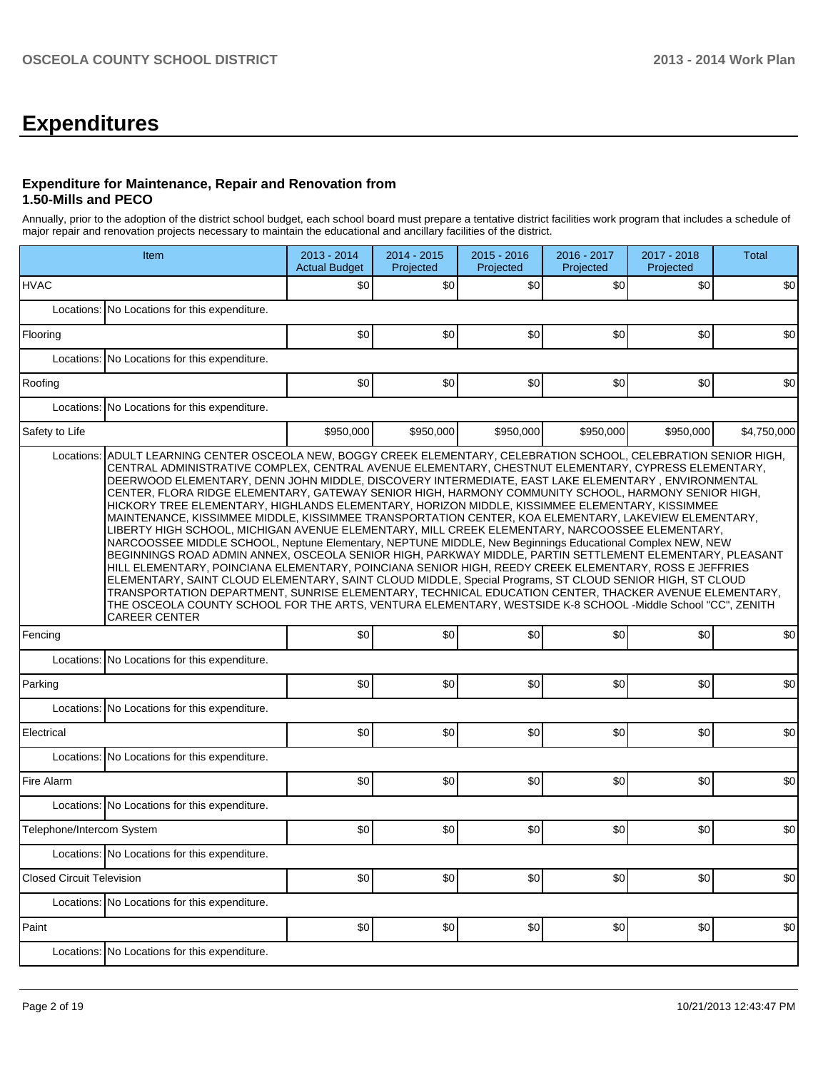# Expenditures

### Expenditure for Maintenance, Repair and Renovation from 1.50-Mills and PECO

Annually, prior to the adoption of the district school budget, each school board must prepare a tentative district facilities work program that includes a schedule of major repair and renovation projects necessary to maintain the educational and ancillary facilities of the district.

| Item | | 2013 - 2014 Actual Budget | 2014 - 2015 Projected | 2015 - 2016 Projected | 2016 - 2017 Projected | 2017 - 2018 Projected | Total |
|---|---|---|---|---|---|---|---|
| HVAC | | $0 | $0 | $0 | $0 | $0 | $0 |
| Locations: | No Locations for this expenditure. | | | | | | |
| Flooring | | $0 | $0 | $0 | $0 | $0 | $0 |
| Locations: | No Locations for this expenditure. | | | | | | |
| Roofing | | $0 | $0 | $0 | $0 | $0 | $0 |
| Locations: | No Locations for this expenditure. | | | | | | |
| Safety to Life | | $950,000 | $950,000 | $950,000 | $950,000 | $950,000 | $4,750,000 |
| Locations: | ADULT LEARNING CENTER OSCEOLA NEW, BOGGY CREEK ELEMENTARY, CELEBRATION SCHOOL, CELEBRATION SENIOR HIGH, CENTRAL ADMINISTRATIVE COMPLEX, CENTRAL AVENUE ELEMENTARY, CHESTNUT ELEMENTARY, CYPRESS ELEMENTARY, DEERWOOD ELEMENTARY, DENN JOHN MIDDLE, DISCOVERY INTERMEDIATE, EAST LAKE ELEMENTARY , ENVIRONMENTAL CENTER, FLORA RIDGE ELEMENTARY, GATEWAY SENIOR HIGH, HARMONY COMMUNITY SCHOOL, HARMONY SENIOR HIGH, HICKORY TREE ELEMENTARY, HIGHLANDS ELEMENTARY, HORIZON MIDDLE, KISSIMMEE ELEMENTARY, KISSIMMEE MAINTENANCE, KISSIMMEE MIDDLE, KISSIMMEE TRANSPORTATION CENTER, KOA ELEMENTARY, LAKEVIEW ELEMENTARY, LIBERTY HIGH SCHOOL, MICHIGAN AVENUE ELEMENTARY, MILL CREEK ELEMENTARY, NARCOOSSEE ELEMENTARY, NARCOOSSEE MIDDLE SCHOOL, Neptune Elementary, NEPTUNE MIDDLE, New Beginnings Educational Complex NEW, NEW BEGINNINGS ROAD ADMIN ANNEX, OSCEOLA SENIOR HIGH, PARKWAY MIDDLE, PARTIN SETTLEMENT ELEMENTARY, PLEASANT HILL ELEMENTARY, POINCIANA ELEMENTARY, POINCIANA SENIOR HIGH, REEDY CREEK ELEMENTARY, ROSS E JEFFRIES ELEMENTARY, SAINT CLOUD ELEMENTARY, SAINT CLOUD MIDDLE, Special Programs, ST CLOUD SENIOR HIGH, ST CLOUD TRANSPORTATION DEPARTMENT, SUNRISE ELEMENTARY, TECHNICAL EDUCATION CENTER, THACKER AVENUE ELEMENTARY, THE OSCEOLA COUNTY SCHOOL FOR THE ARTS, VENTURA ELEMENTARY, WESTSIDE K-8 SCHOOL -Middle School "CC", ZENITH CAREER CENTER | | | | | | |
| Fencing | | $0 | $0 | $0 | $0 | $0 | $0 |
| Locations: | No Locations for this expenditure. | | | | | | |
| Parking | | $0 | $0 | $0 | $0 | $0 | $0 |
| Locations: | No Locations for this expenditure. | | | | | | |
| Electrical | | $0 | $0 | $0 | $0 | $0 | $0 |
| Locations: | No Locations for this expenditure. | | | | | | |
| Fire Alarm | | $0 | $0 | $0 | $0 | $0 | $0 |
| Locations: | No Locations for this expenditure. | | | | | | |
| Telephone/Intercom System | | $0 | $0 | $0 | $0 | $0 | $0 |
| Locations: | No Locations for this expenditure. | | | | | | |
| Closed Circuit Television | | $0 | $0 | $0 | $0 | $0 | $0 |
| Locations: | No Locations for this expenditure. | | | | | | |
| Paint | | $0 | $0 | $0 | $0 | $0 | $0 |
| Locations: | No Locations for this expenditure. | | | | | | |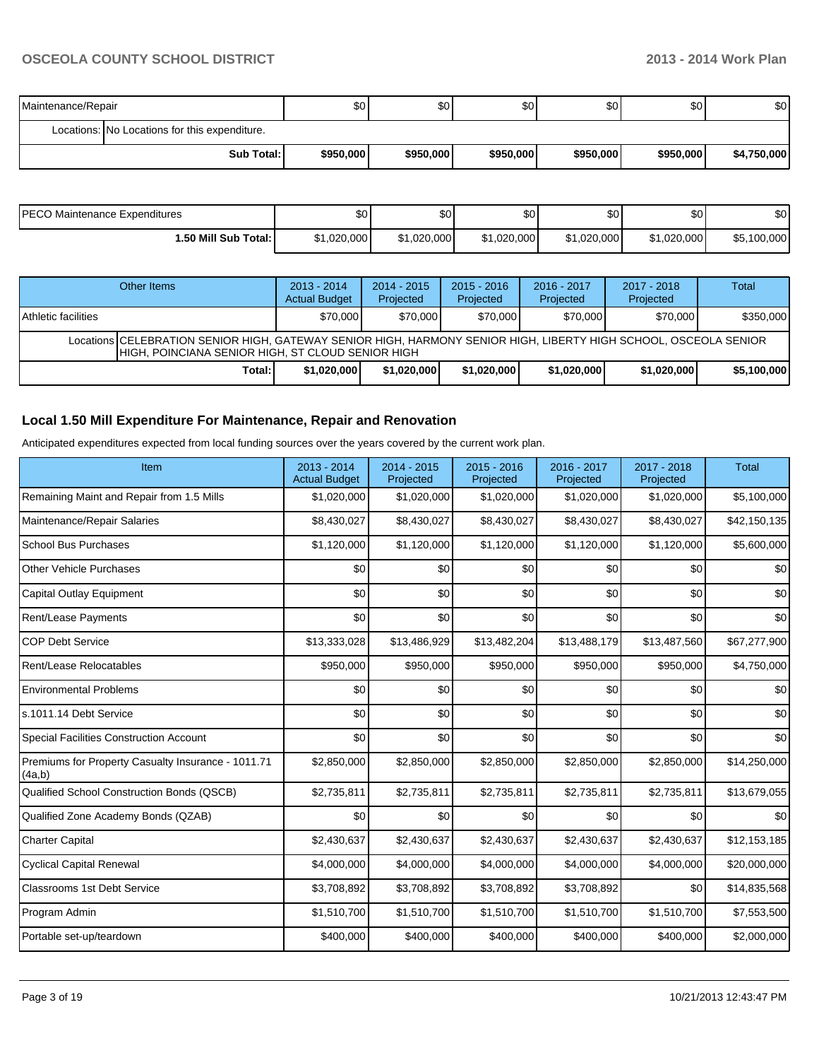| | | | | | | |
|---|---|---|---|---|---|---|
| Maintenance/Repair | $0 | $0 | $0 | $0 | $0 | $0 |
| Locations: No Locations for this expenditure. | | | | | | |
| Sub Total: | $950,000 | $950,000 | $950,000 | $950,000 | $950,000 | $4,750,000 |

| | | | | | | |
|---|---|---|---|---|---|---|
| PECO Maintenance Expenditures | $0 | $0 | $0 | $0 | $0 | $0 |
| 1.50 Mill Sub Total: | $1,020,000 | $1,020,000 | $1,020,000 | $1,020,000 | $1,020,000 | $5,100,000 |

| Other Items | 2013 - 2014 Actual Budget | 2014 - 2015 Projected | 2015 - 2016 Projected | 2016 - 2017 Projected | 2017 - 2018 Projected | Total |
|---|---|---|---|---|---|---|
| Athletic facilities | $70,000 | $70,000 | $70,000 | $70,000 | $70,000 | $350,000 |
| Locations CELEBRATION SENIOR HIGH, GATEWAY SENIOR HIGH, HARMONY SENIOR HIGH, LIBERTY HIGH SCHOOL, OSCEOLA SENIOR HIGH, POINCIANA SENIOR HIGH, ST CLOUD SENIOR HIGH | | | | | | |
| Total: | $1,020,000 | $1,020,000 | $1,020,000 | $1,020,000 | $1,020,000 | $5,100,000 |

## Local 1.50 Mill Expenditure For Maintenance, Repair and Renovation

Anticipated expenditures expected from local funding sources over the years covered by the current work plan.

| Item | 2013 - 2014 Actual Budget | 2014 - 2015 Projected | 2015 - 2016 Projected | 2016 - 2017 Projected | 2017 - 2018 Projected | Total |
|---|---|---|---|---|---|---|
| Remaining Maint and Repair from 1.5 Mills | $1,020,000 | $1,020,000 | $1,020,000 | $1,020,000 | $1,020,000 | $5,100,000 |
| Maintenance/Repair Salaries | $8,430,027 | $8,430,027 | $8,430,027 | $8,430,027 | $8,430,027 | $42,150,135 |
| School Bus Purchases | $1,120,000 | $1,120,000 | $1,120,000 | $1,120,000 | $1,120,000 | $5,600,000 |
| Other Vehicle Purchases | $0 | $0 | $0 | $0 | $0 | $0 |
| Capital Outlay Equipment | $0 | $0 | $0 | $0 | $0 | $0 |
| Rent/Lease Payments | $0 | $0 | $0 | $0 | $0 | $0 |
| COP Debt Service | $13,333,028 | $13,486,929 | $13,482,204 | $13,488,179 | $13,487,560 | $67,277,900 |
| Rent/Lease Relocatables | $950,000 | $950,000 | $950,000 | $950,000 | $950,000 | $4,750,000 |
| Environmental Problems | $0 | $0 | $0 | $0 | $0 | $0 |
| s.1011.14 Debt Service | $0 | $0 | $0 | $0 | $0 | $0 |
| Special Facilities Construction Account | $0 | $0 | $0 | $0 | $0 | $0 |
| Premiums for Property Casualty Insurance - 1011.71 (4a,b) | $2,850,000 | $2,850,000 | $2,850,000 | $2,850,000 | $2,850,000 | $14,250,000 |
| Qualified School Construction Bonds (QSCB) | $2,735,811 | $2,735,811 | $2,735,811 | $2,735,811 | $2,735,811 | $13,679,055 |
| Qualified Zone Academy Bonds (QZAB) | $0 | $0 | $0 | $0 | $0 | $0 |
| Charter Capital | $2,430,637 | $2,430,637 | $2,430,637 | $2,430,637 | $2,430,637 | $12,153,185 |
| Cyclical Capital Renewal | $4,000,000 | $4,000,000 | $4,000,000 | $4,000,000 | $4,000,000 | $20,000,000 |
| Classrooms 1st Debt Service | $3,708,892 | $3,708,892 | $3,708,892 | $3,708,892 | $0 | $14,835,568 |
| Program Admin | $1,510,700 | $1,510,700 | $1,510,700 | $1,510,700 | $1,510,700 | $7,553,500 |
| Portable set-up/teardown | $400,000 | $400,000 | $400,000 | $400,000 | $400,000 | $2,000,000 |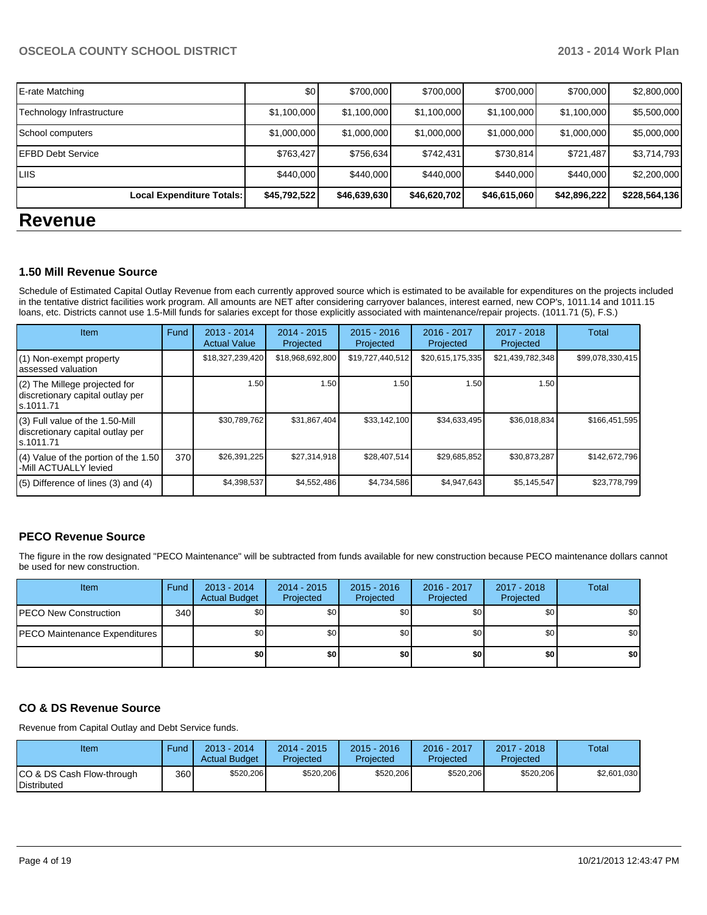| | | | | | | |
|---|---|---|---|---|---|---|
| E-rate Matching | $0 | $700,000 | $700,000 | $700,000 | $700,000 | $2,800,000 |
| Technology Infrastructure | $1,100,000 | $1,100,000 | $1,100,000 | $1,100,000 | $1,100,000 | $5,500,000 |
| School computers | $1,000,000 | $1,000,000 | $1,000,000 | $1,000,000 | $1,000,000 | $5,000,000 |
| EFBD Debt Service | $763,427 | $756,634 | $742,431 | $730,814 | $721,487 | $3,714,793 |
| LIIS | $440,000 | $440,000 | $440,000 | $440,000 | $440,000 | $2,200,000 |
| **Local Expenditure Totals:** | **$45,792,522** | **$46,639,630** | **$46,620,702** | **$46,615,060** | **$42,896,222** | **$228,564,136** |

# Revenue

### 1.50 Mill Revenue Source

Schedule of Estimated Capital Outlay Revenue from each currently approved source which is estimated to be available for expenditures on the projects included in the tentative district facilities work program. All amounts are NET after considering carryover balances, interest earned, new COP's, 1011.14 and 1011.15 loans, etc. Districts cannot use 1.5-Mill funds for salaries except for those explicitly associated with maintenance/repair projects. (1011.71 (5), F.S.)

| Item | Fund | 2013 - 2014 Actual Value | 2014 - 2015 Projected | 2015 - 2016 Projected | 2016 - 2017 Projected | 2017 - 2018 Projected | Total |
|---|---|---|---|---|---|---|---|
| (1) Non-exempt property assessed valuation | | $18,327,239,420 | $18,968,692,800 | $19,727,440,512 | $20,615,175,335 | $21,439,782,348 | $99,078,330,415 |
| (2) The Millege projected for discretionary capital outlay per s.1011.71 | | 1.50 | 1.50 | 1.50 | 1.50 | 1.50 | |
| (3) Full value of the 1.50-Mill discretionary capital outlay per s.1011.71 | | $30,789,762 | $31,867,404 | $33,142,100 | $34,633,495 | $36,018,834 | $166,451,595 |
| (4) Value of the portion of the 1.50 -Mill ACTUALLY levied | 370 | $26,391,225 | $27,314,918 | $28,407,514 | $29,685,852 | $30,873,287 | $142,672,796 |
| (5) Difference of lines (3) and (4) | | $4,398,537 | $4,552,486 | $4,734,586 | $4,947,643 | $5,145,547 | $23,778,799 |

### PECO Revenue Source

The figure in the row designated "PECO Maintenance" will be subtracted from funds available for new construction because PECO maintenance dollars cannot be used for new construction.

| Item | Fund | 2013 - 2014 Actual Budget | 2014 - 2015 Projected | 2015 - 2016 Projected | 2016 - 2017 Projected | 2017 - 2018 Projected | Total |
|---|---|---|---|---|---|---|---|
| PECO New Construction | 340 | $0 | $0 | $0 | $0 | $0 | $0 |
| PECO Maintenance Expenditures | | $0 | $0 | $0 | $0 | $0 | $0 |
| | | **$0** | **$0** | **$0** | **$0** | **$0** | **$0** |

### CO & DS Revenue Source

Revenue from Capital Outlay and Debt Service funds.

| Item | Fund | 2013 - 2014 Actual Budget | 2014 - 2015 Projected | 2015 - 2016 Projected | 2016 - 2017 Projected | 2017 - 2018 Projected | Total |
|---|---|---|---|---|---|---|---|
| CO & DS Cash Flow-through Distributed | 360 | $520,206 | $520,206 | $520,206 | $520,206 | $520,206 | $2,601,030 |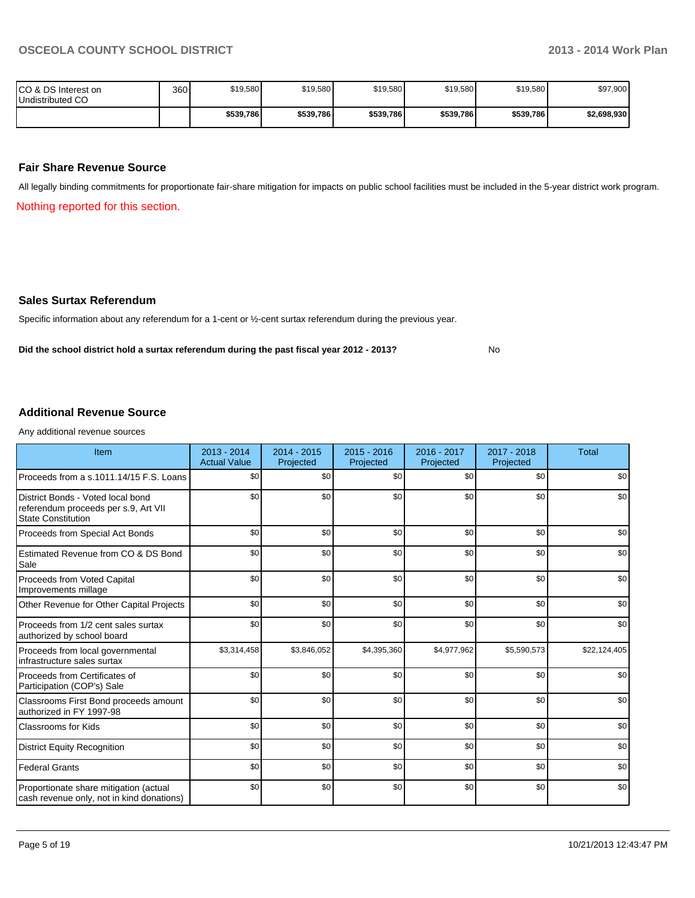| | | | | | | | |
|---|---|---|---|---|---|---|---|
| CO & DS Interest on Undistributed CO | 360 | $19,580 | $19,580 | $19,580 | $19,580 | $19,580 | $97,900 |
| | | **$539,786** | **$539,786** | **$539,786** | **$539,786** | **$539,786** | **$2,698,930** |

### Fair Share Revenue Source

All legally binding commitments for proportionate fair-share mitigation for impacts on public school facilities must be included in the 5-year district work program.

Nothing reported for this section.

### Sales Surtax Referendum

Specific information about any referendum for a 1-cent or ½-cent surtax referendum during the previous year.

**Did the school district hold a surtax referendum during the past fiscal year 2012 - 2013?** No

### Additional Revenue Source

Any additional revenue sources

| Item | 2013 - 2014 Actual Value | 2014 - 2015 Projected | 2015 - 2016 Projected | 2016 - 2017 Projected | 2017 - 2018 Projected | Total |
|---|---|---|---|---|---|---|
| Proceeds from a s.1011.14/15 F.S. Loans | $0 | $0 | $0 | $0 | $0 | $0 |
| District Bonds - Voted local bond referendum proceeds per s.9, Art VII State Constitution | $0 | $0 | $0 | $0 | $0 | $0 |
| Proceeds from Special Act Bonds | $0 | $0 | $0 | $0 | $0 | $0 |
| Estimated Revenue from CO & DS Bond Sale | $0 | $0 | $0 | $0 | $0 | $0 |
| Proceeds from Voted Capital Improvements millage | $0 | $0 | $0 | $0 | $0 | $0 |
| Other Revenue for Other Capital Projects | $0 | $0 | $0 | $0 | $0 | $0 |
| Proceeds from 1/2 cent sales surtax authorized by school board | $0 | $0 | $0 | $0 | $0 | $0 |
| Proceeds from local governmental infrastructure sales surtax | $3,314,458 | $3,846,052 | $4,395,360 | $4,977,962 | $5,590,573 | $22,124,405 |
| Proceeds from Certificates of Participation (COP's) Sale | $0 | $0 | $0 | $0 | $0 | $0 |
| Classrooms First Bond proceeds amount authorized in FY 1997-98 | $0 | $0 | $0 | $0 | $0 | $0 |
| Classrooms for Kids | $0 | $0 | $0 | $0 | $0 | $0 |
| District Equity Recognition | $0 | $0 | $0 | $0 | $0 | $0 |
| Federal Grants | $0 | $0 | $0 | $0 | $0 | $0 |
| Proportionate share mitigation (actual cash revenue only, not in kind donations) | $0 | $0 | $0 | $0 | $0 | $0 |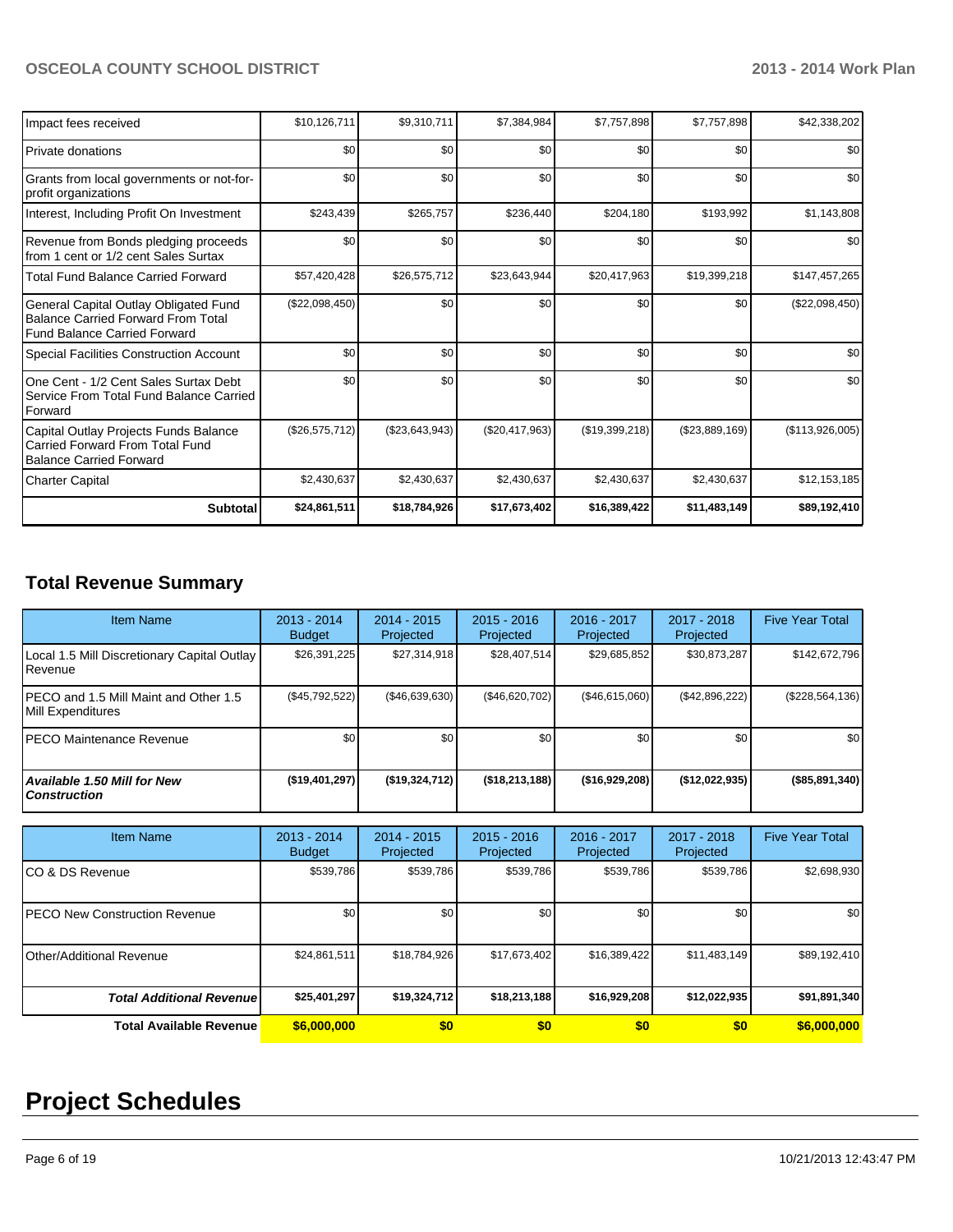| | | | | | | |
|---|---|---|---|---|---|---|
| Impact fees received | $10,126,711 | $9,310,711 | $7,384,984 | $7,757,898 | $7,757,898 | $42,338,202 |
| Private donations | $0 | $0 | $0 | $0 | $0 | $0 |
| Grants from local governments or not-for-profit organizations | $0 | $0 | $0 | $0 | $0 | $0 |
| Interest, Including Profit On Investment | $243,439 | $265,757 | $236,440 | $204,180 | $193,992 | $1,143,808 |
| Revenue from Bonds pledging proceeds from 1 cent or 1/2 cent Sales Surtax | $0 | $0 | $0 | $0 | $0 | $0 |
| Total Fund Balance Carried Forward | $57,420,428 | $26,575,712 | $23,643,944 | $20,417,963 | $19,399,218 | $147,457,265 |
| General Capital Outlay Obligated Fund Balance Carried Forward From Total Fund Balance Carried Forward | ($22,098,450) | $0 | $0 | $0 | $0 | ($22,098,450) |
| Special Facilities Construction Account | $0 | $0 | $0 | $0 | $0 | $0 |
| One Cent - 1/2 Cent Sales Surtax Debt Service From Total Fund Balance Carried Forward | $0 | $0 | $0 | $0 | $0 | $0 |
| Capital Outlay Projects Funds Balance Carried Forward From Total Fund Balance Carried Forward | ($26,575,712) | ($23,643,943) | ($20,417,963) | ($19,399,218) | ($23,889,169) | ($113,926,005) |
| Charter Capital | $2,430,637 | $2,430,637 | $2,430,637 | $2,430,637 | $2,430,637 | $12,153,185 |
| **Subtotal** | **$24,861,511** | **$18,784,926** | **$17,673,402** | **$16,389,422** | **$11,483,149** | **$89,192,410** |

## Total Revenue Summary

| Item Name | 2013 - 2014 Budget | 2014 - 2015 Projected | 2015 - 2016 Projected | 2016 - 2017 Projected | 2017 - 2018 Projected | Five Year Total |
|---|---|---|---|---|---|---|
| Local 1.5 Mill Discretionary Capital Outlay Revenue | $26,391,225 | $27,314,918 | $28,407,514 | $29,685,852 | $30,873,287 | $142,672,796 |
| PECO and 1.5 Mill Maint and Other 1.5 Mill Expenditures | ($45,792,522) | ($46,639,630) | ($46,620,702) | ($46,615,060) | ($42,896,222) | ($228,564,136) |
| PECO Maintenance Revenue | $0 | $0 | $0 | $0 | $0 | $0 |
| ***Available 1.50 Mill for New Construction*** | **($19,401,297)** | **($19,324,712)** | **($18,213,188)** | **($16,929,208)** | **($12,022,935)** | **($85,891,340)** |

| Item Name | 2013 - 2014 Budget | 2014 - 2015 Projected | 2015 - 2016 Projected | 2016 - 2017 Projected | 2017 - 2018 Projected | Five Year Total |
|---|---|---|---|---|---|---|
| CO & DS Revenue | $539,786 | $539,786 | $539,786 | $539,786 | $539,786 | $2,698,930 |
| PECO New Construction Revenue | $0 | $0 | $0 | $0 | $0 | $0 |
| Other/Additional Revenue | $24,861,511 | $18,784,926 | $17,673,402 | $16,389,422 | $11,483,149 | $89,192,410 |
| ***Total Additional Revenue*** | **$25,401,297** | **$19,324,712** | **$18,213,188** | **$16,929,208** | **$12,022,935** | **$91,891,340** |
| **Total Available Revenue** | **$6,000,000** | **$0** | **$0** | **$0** | **$0** | **$6,000,000** |

# Project Schedules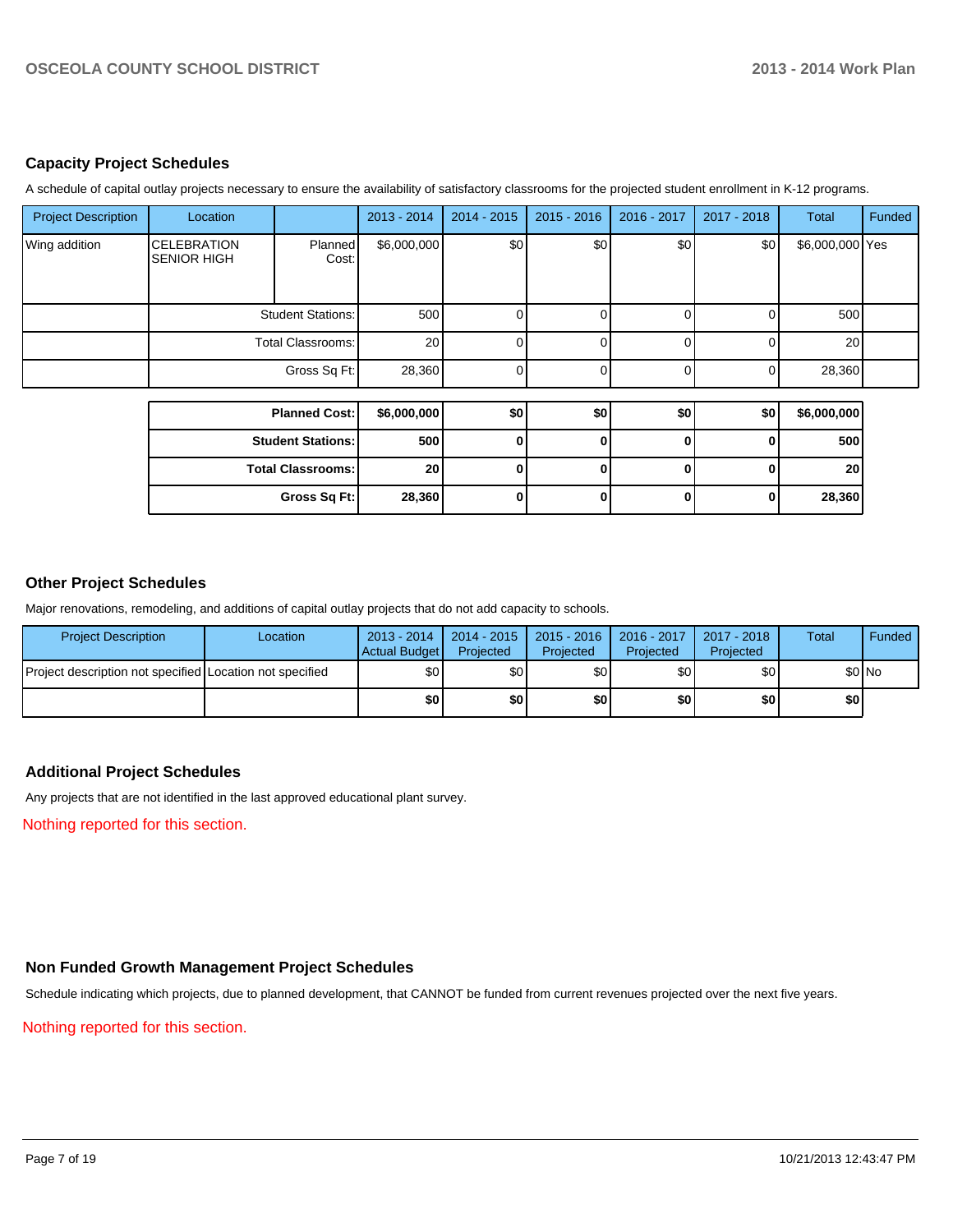## Capacity Project Schedules

A schedule of capital outlay projects necessary to ensure the availability of satisfactory classrooms for the projected student enrollment in K-12 programs.

| Project Description | Location | | 2013 - 2014 | 2014 - 2015 | 2015 - 2016 | 2016 - 2017 | 2017 - 2018 | Total | Funded |
|---|---|---|---|---|---|---|---|---|---|
| Wing addition | CELEBRATION SENIOR HIGH | Planned Cost: | $6,000,000 | $0 | $0 | $0 | $0 | $6,000,000 | Yes |
| | | Student Stations: | 500 | 0 | 0 | 0 | 0 | 500 | |
| | | Total Classrooms: | 20 | 0 | 0 | 0 | 0 | 20 | |
| | | Gross Sq Ft: | 28,360 | 0 | 0 | 0 | 0 | 28,360 | |

| | 2013 - 2014 | 2014 - 2015 | 2015 - 2016 | 2016 - 2017 | 2017 - 2018 | Total |
|---|---|---|---|---|---|---|
| **Planned Cost:** | **$6,000,000** | **$0** | **$0** | **$0** | **$0** | **$6,000,000** |
| **Student Stations:** | **500** | **0** | **0** | **0** | **0** | **500** |
| **Total Classrooms:** | **20** | **0** | **0** | **0** | **0** | **20** |
| **Gross Sq Ft:** | **28,360** | **0** | **0** | **0** | **0** | **28,360** |

## Other Project Schedules

Major renovations, remodeling, and additions of capital outlay projects that do not add capacity to schools.

| Project Description | Location | 2013 - 2014 Actual Budget | 2014 - 2015 Projected | 2015 - 2016 Projected | 2016 - 2017 Projected | 2017 - 2018 Projected | Total | Funded |
|---|---|---|---|---|---|---|---|---|
| Project description not specified | Location not specified | $0 | $0 | $0 | $0 | $0 | $0 | No |
| | | **$0** | **$0** | **$0** | **$0** | **$0** | **$0** | |

## Additional Project Schedules

Any projects that are not identified in the last approved educational plant survey.

Nothing reported for this section.

## Non Funded Growth Management Project Schedules

Schedule indicating which projects, due to planned development, that CANNOT be funded from current revenues projected over the next five years.

Nothing reported for this section.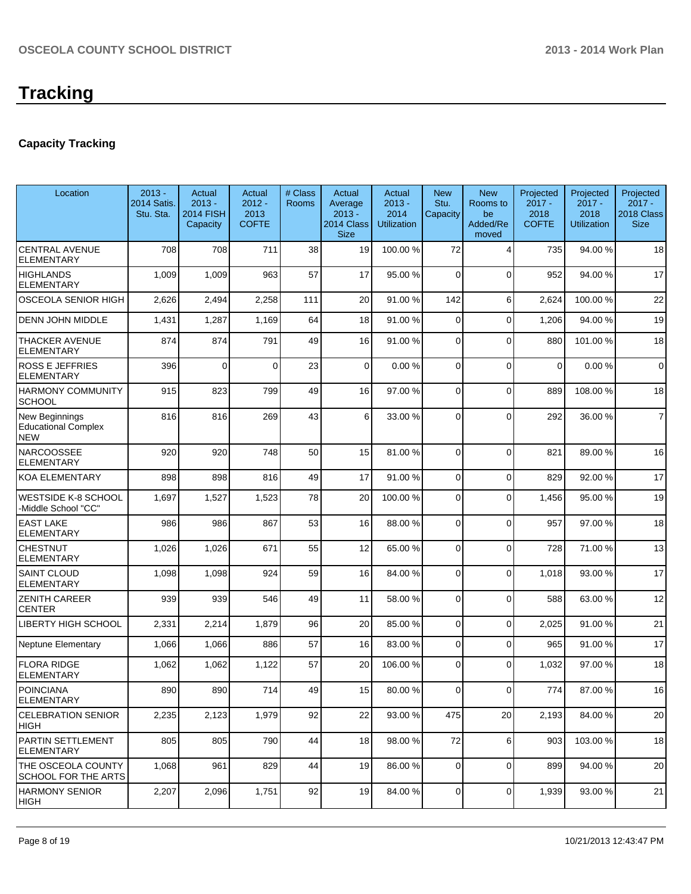# Tracking

### Capacity Tracking

| Location | 2013 - 2014 Satis. Stu. Sta. | Actual 2013 - 2014 FISH Capacity | Actual 2012 - 2013 COFTE | # Class Rooms | Actual Average 2013 - 2014 Class Size | Actual 2013 - 2014 Utilization | New Stu. Capacity | New Rooms to be Added/Removed | Projected 2017 - 2018 COFTE | Projected 2017 - 2018 Utilization | Projected 2017 - 2018 Class Size |
|---|---|---|---|---|---|---|---|---|---|---|---|
| CENTRAL AVENUE ELEMENTARY | 708 | 708 | 711 | 38 | 19 | 100.00 % | 72 | 4 | 735 | 94.00 % | 18 |
| HIGHLANDS ELEMENTARY | 1,009 | 1,009 | 963 | 57 | 17 | 95.00 % | 0 | 0 | 952 | 94.00 % | 17 |
| OSCEOLA SENIOR HIGH | 2,626 | 2,494 | 2,258 | 111 | 20 | 91.00 % | 142 | 6 | 2,624 | 100.00 % | 22 |
| DENN JOHN MIDDLE | 1,431 | 1,287 | 1,169 | 64 | 18 | 91.00 % | 0 | 0 | 1,206 | 94.00 % | 19 |
| THACKER AVENUE ELEMENTARY | 874 | 874 | 791 | 49 | 16 | 91.00 % | 0 | 0 | 880 | 101.00 % | 18 |
| ROSS E JEFFRIES ELEMENTARY | 396 | 0 | 0 | 23 | 0 | 0.00 % | 0 | 0 | 0 | 0.00 % | 0 |
| HARMONY COMMUNITY SCHOOL | 915 | 823 | 799 | 49 | 16 | 97.00 % | 0 | 0 | 889 | 108.00 % | 18 |
| New Beginnings Educational Complex NEW | 816 | 816 | 269 | 43 | 6 | 33.00 % | 0 | 0 | 292 | 36.00 % | 7 |
| NARCOOSSEE ELEMENTARY | 920 | 920 | 748 | 50 | 15 | 81.00 % | 0 | 0 | 821 | 89.00 % | 16 |
| KOA ELEMENTARY | 898 | 898 | 816 | 49 | 17 | 91.00 % | 0 | 0 | 829 | 92.00 % | 17 |
| WESTSIDE K-8 SCHOOL -Middle School "CC" | 1,697 | 1,527 | 1,523 | 78 | 20 | 100.00 % | 0 | 0 | 1,456 | 95.00 % | 19 |
| EAST LAKE ELEMENTARY | 986 | 986 | 867 | 53 | 16 | 88.00 % | 0 | 0 | 957 | 97.00 % | 18 |
| CHESTNUT ELEMENTARY | 1,026 | 1,026 | 671 | 55 | 12 | 65.00 % | 0 | 0 | 728 | 71.00 % | 13 |
| SAINT CLOUD ELEMENTARY | 1,098 | 1,098 | 924 | 59 | 16 | 84.00 % | 0 | 0 | 1,018 | 93.00 % | 17 |
| ZENITH CAREER CENTER | 939 | 939 | 546 | 49 | 11 | 58.00 % | 0 | 0 | 588 | 63.00 % | 12 |
| LIBERTY HIGH SCHOOL | 2,331 | 2,214 | 1,879 | 96 | 20 | 85.00 % | 0 | 0 | 2,025 | 91.00 % | 21 |
| Neptune Elementary | 1,066 | 1,066 | 886 | 57 | 16 | 83.00 % | 0 | 0 | 965 | 91.00 % | 17 |
| FLORA RIDGE ELEMENTARY | 1,062 | 1,062 | 1,122 | 57 | 20 | 106.00 % | 0 | 0 | 1,032 | 97.00 % | 18 |
| POINCIANA ELEMENTARY | 890 | 890 | 714 | 49 | 15 | 80.00 % | 0 | 0 | 774 | 87.00 % | 16 |
| CELEBRATION SENIOR HIGH | 2,235 | 2,123 | 1,979 | 92 | 22 | 93.00 % | 475 | 20 | 2,193 | 84.00 % | 20 |
| PARTIN SETTLEMENT ELEMENTARY | 805 | 805 | 790 | 44 | 18 | 98.00 % | 72 | 6 | 903 | 103.00 % | 18 |
| THE OSCEOLA COUNTY SCHOOL FOR THE ARTS | 1,068 | 961 | 829 | 44 | 19 | 86.00 % | 0 | 0 | 899 | 94.00 % | 20 |
| HARMONY SENIOR HIGH | 2,207 | 2,096 | 1,751 | 92 | 19 | 84.00 % | 0 | 0 | 1,939 | 93.00 % | 21 |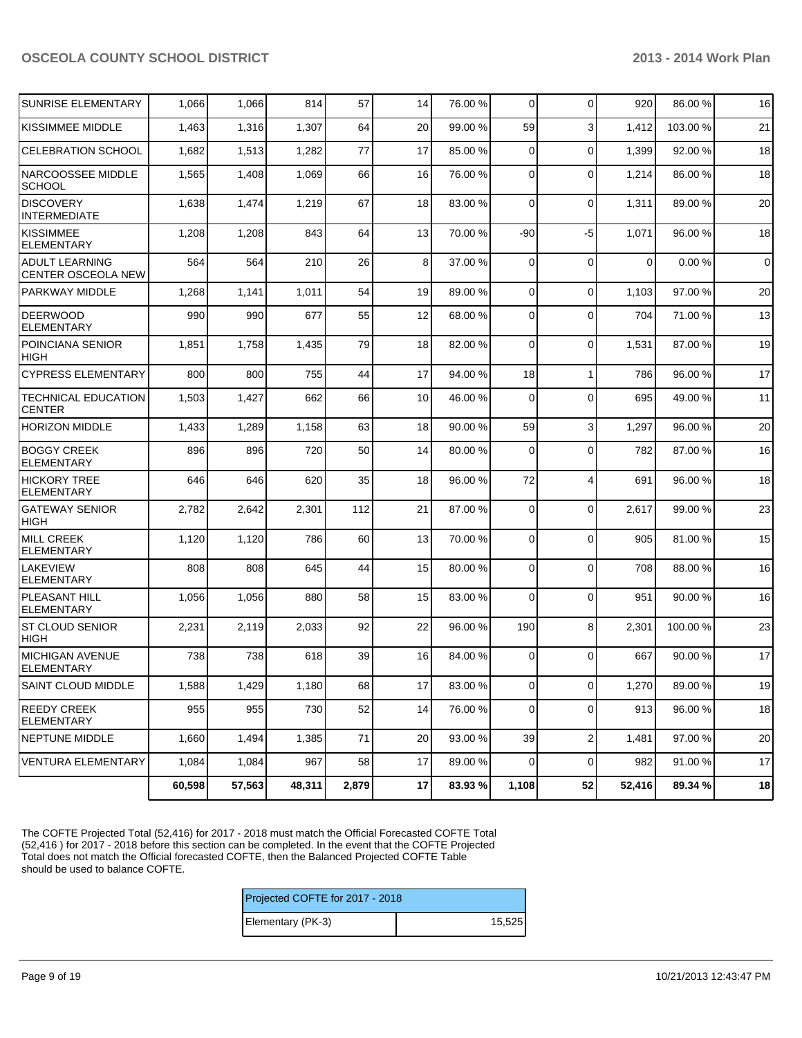| | | | | | | | | | | |
|---|---|---|---|---|---|---|---|---|---|---|
| SUNRISE ELEMENTARY | 1,066 | 1,066 | 814 | 57 | 14 | 76.00 % | 0 | 0 | 920 | 86.00 % | 16 |
| KISSIMMEE MIDDLE | 1,463 | 1,316 | 1,307 | 64 | 20 | 99.00 % | 59 | 3 | 1,412 | 103.00 % | 21 |
| CELEBRATION SCHOOL | 1,682 | 1,513 | 1,282 | 77 | 17 | 85.00 % | 0 | 0 | 1,399 | 92.00 % | 18 |
| NARCOOSSEE MIDDLE SCHOOL | 1,565 | 1,408 | 1,069 | 66 | 16 | 76.00 % | 0 | 0 | 1,214 | 86.00 % | 18 |
| DISCOVERY INTERMEDIATE | 1,638 | 1,474 | 1,219 | 67 | 18 | 83.00 % | 0 | 0 | 1,311 | 89.00 % | 20 |
| KISSIMMEE ELEMENTARY | 1,208 | 1,208 | 843 | 64 | 13 | 70.00 % | -90 | -5 | 1,071 | 96.00 % | 18 |
| ADULT LEARNING CENTER OSCEOLA NEW | 564 | 564 | 210 | 26 | 8 | 37.00 % | 0 | 0 | 0 | 0.00 % | 0 |
| PARKWAY MIDDLE | 1,268 | 1,141 | 1,011 | 54 | 19 | 89.00 % | 0 | 0 | 1,103 | 97.00 % | 20 |
| DEERWOOD ELEMENTARY | 990 | 990 | 677 | 55 | 12 | 68.00 % | 0 | 0 | 704 | 71.00 % | 13 |
| POINCIANA SENIOR HIGH | 1,851 | 1,758 | 1,435 | 79 | 18 | 82.00 % | 0 | 0 | 1,531 | 87.00 % | 19 |
| CYPRESS ELEMENTARY | 800 | 800 | 755 | 44 | 17 | 94.00 % | 18 | 1 | 786 | 96.00 % | 17 |
| TECHNICAL EDUCATION CENTER | 1,503 | 1,427 | 662 | 66 | 10 | 46.00 % | 0 | 0 | 695 | 49.00 % | 11 |
| HORIZON MIDDLE | 1,433 | 1,289 | 1,158 | 63 | 18 | 90.00 % | 59 | 3 | 1,297 | 96.00 % | 20 |
| BOGGY CREEK ELEMENTARY | 896 | 896 | 720 | 50 | 14 | 80.00 % | 0 | 0 | 782 | 87.00 % | 16 |
| HICKORY TREE ELEMENTARY | 646 | 646 | 620 | 35 | 18 | 96.00 % | 72 | 4 | 691 | 96.00 % | 18 |
| GATEWAY SENIOR HIGH | 2,782 | 2,642 | 2,301 | 112 | 21 | 87.00 % | 0 | 0 | 2,617 | 99.00 % | 23 |
| MILL CREEK ELEMENTARY | 1,120 | 1,120 | 786 | 60 | 13 | 70.00 % | 0 | 0 | 905 | 81.00 % | 15 |
| LAKEVIEW ELEMENTARY | 808 | 808 | 645 | 44 | 15 | 80.00 % | 0 | 0 | 708 | 88.00 % | 16 |
| PLEASANT HILL ELEMENTARY | 1,056 | 1,056 | 880 | 58 | 15 | 83.00 % | 0 | 0 | 951 | 90.00 % | 16 |
| ST CLOUD SENIOR HIGH | 2,231 | 2,119 | 2,033 | 92 | 22 | 96.00 % | 190 | 8 | 2,301 | 100.00 % | 23 |
| MICHIGAN AVENUE ELEMENTARY | 738 | 738 | 618 | 39 | 16 | 84.00 % | 0 | 0 | 667 | 90.00 % | 17 |
| SAINT CLOUD MIDDLE | 1,588 | 1,429 | 1,180 | 68 | 17 | 83.00 % | 0 | 0 | 1,270 | 89.00 % | 19 |
| REEDY CREEK ELEMENTARY | 955 | 955 | 730 | 52 | 14 | 76.00 % | 0 | 0 | 913 | 96.00 % | 18 |
| NEPTUNE MIDDLE | 1,660 | 1,494 | 1,385 | 71 | 20 | 93.00 % | 39 | 2 | 1,481 | 97.00 % | 20 |
| VENTURA ELEMENTARY | 1,084 | 1,084 | 967 | 58 | 17 | 89.00 % | 0 | 0 | 982 | 91.00 % | 17 |
| | **60,598** | **57,563** | **48,311** | **2,879** | **17** | **83.93 %** | **1,108** | **52** | **52,416** | **89.34 %** | **18** |

The COFTE Projected Total (52,416) for 2017 - 2018 must match the Official Forecasted COFTE Total (52,416 ) for 2017 - 2018 before this section can be completed. In the event that the COFTE Projected Total does not match the Official forecasted COFTE, then the Balanced Projected COFTE Table should be used to balance COFTE.

| Projected COFTE for 2017 - 2018 | |
|---|---|
| Elementary (PK-3) | 15,525 |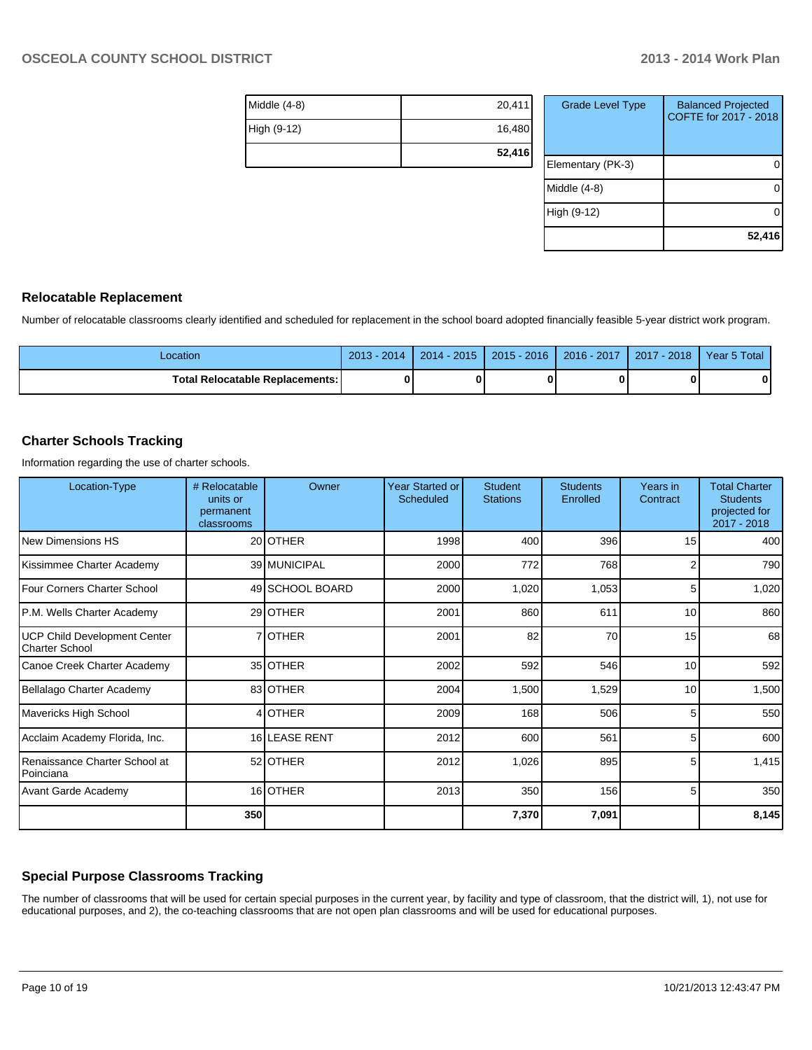| | |
|---|---|
| Middle (4-8) | 20,411 |
| High (9-12) | 16,480 |
| | **52,416** |

| Grade Level Type | Balanced Projected COFTE for 2017 - 2018 |
|---|---|
| Elementary (PK-3) | 0 |
| Middle (4-8) | 0 |
| High (9-12) | 0 |
| | **52,416** |

## Relocatable Replacement

Number of relocatable classrooms clearly identified and scheduled for replacement in the school board adopted financially feasible 5-year district work program.

| Location | 2013 - 2014 | 2014 - 2015 | 2015 - 2016 | 2016 - 2017 | 2017 - 2018 | Year 5 Total |
|---|---|---|---|---|---|---|
| **Total Relocatable Replacements:** | **0** | **0** | **0** | **0** | **0** | **0** |

## Charter Schools Tracking

Information regarding the use of charter schools.

| Location-Type | # Relocatable units or permanent classrooms | Owner | Year Started or Scheduled | Student Stations | Students Enrolled | Years in Contract | Total Charter Students projected for 2017 - 2018 |
|---|---|---|---|---|---|---|---|
| New Dimensions HS | 20 | OTHER | 1998 | 400 | 396 | 15 | 400 |
| Kissimmee Charter Academy | 39 | MUNICIPAL | 2000 | 772 | 768 | 2 | 790 |
| Four Corners Charter School | 49 | SCHOOL BOARD | 2000 | 1,020 | 1,053 | 5 | 1,020 |
| P.M. Wells Charter Academy | 29 | OTHER | 2001 | 860 | 611 | 10 | 860 |
| UCP Child Development Center Charter School | 7 | OTHER | 2001 | 82 | 70 | 15 | 68 |
| Canoe Creek Charter Academy | 35 | OTHER | 2002 | 592 | 546 | 10 | 592 |
| Bellalago Charter Academy | 83 | OTHER | 2004 | 1,500 | 1,529 | 10 | 1,500 |
| Mavericks High School | 4 | OTHER | 2009 | 168 | 506 | 5 | 550 |
| Acclaim Academy Florida, Inc. | 16 | LEASE RENT | 2012 | 600 | 561 | 5 | 600 |
| Renaissance Charter School at Poinciana | 52 | OTHER | 2012 | 1,026 | 895 | 5 | 1,415 |
| Avant Garde Academy | 16 | OTHER | 2013 | 350 | 156 | 5 | 350 |
| | **350** | | | **7,370** | **7,091** | | **8,145** |

## Special Purpose Classrooms Tracking

The number of classrooms that will be used for certain special purposes in the current year, by facility and type of classroom, that the district will, 1), not use for educational purposes, and 2), the co-teaching classrooms that are not open plan classrooms and will be used for educational purposes.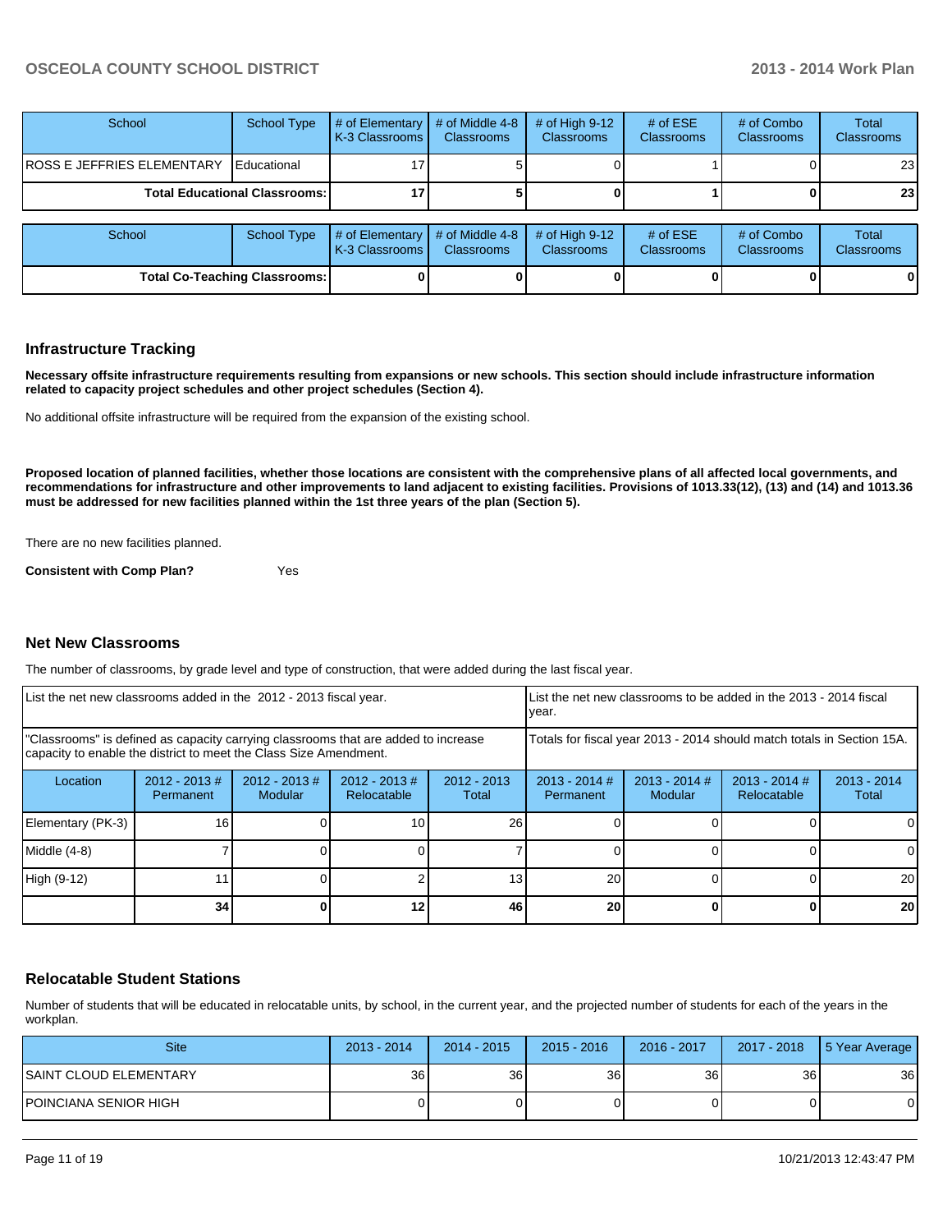| School | School Type | # of Elementary K-3 Classrooms | # of Middle 4-8 Classrooms | # of High 9-12 Classrooms | # of ESE Classrooms | # of Combo Classrooms | Total Classrooms |
|---|---|---|---|---|---|---|---|
| ROSS E JEFFRIES ELEMENTARY | Educational | 17 | 5 | 0 | 1 | 0 | 23 |
| **Total Educational Classrooms:** | | **17** | **5** | **0** | **1** | **0** | **23** |

| School | School Type | # of Elementary K-3 Classrooms | # of Middle 4-8 Classrooms | # of High 9-12 Classrooms | # of ESE Classrooms | # of Combo Classrooms | Total Classrooms |
|---|---|---|---|---|---|---|---|
| **Total Co-Teaching Classrooms:** | | **0** | **0** | **0** | **0** | **0** | **0** |

## Infrastructure Tracking

**Necessary offsite infrastructure requirements resulting from expansions or new schools. This section should include infrastructure information related to capacity project schedules and other project schedules (Section 4).**

No additional offsite infrastructure will be required from the expansion of the existing school.

**Proposed location of planned facilities, whether those locations are consistent with the comprehensive plans of all affected local governments, and recommendations for infrastructure and other improvements to land adjacent to existing facilities. Provisions of 1013.33(12), (13) and (14) and 1013.36 must be addressed for new facilities planned within the 1st three years of the plan (Section 5).**

There are no new facilities planned.

**Consistent with Comp Plan?** Yes

## Net New Classrooms

The number of classrooms, by grade level and type of construction, that were added during the last fiscal year.

| List the net new classrooms added in the 2012 - 2013 fiscal year. | | | | | List the net new classrooms to be added in the 2013 - 2014 fiscal year. | | | |
|---|---|---|---|---|---|---|---|---|
| "Classrooms" is defined as capacity carrying classrooms that are added to increase capacity to enable the district to meet the Class Size Amendment. | | | | | Totals for fiscal year 2013 - 2014 should match totals in Section 15A. | | | |
| Location | 2012 - 2013 # Permanent | 2012 - 2013 # Modular | 2012 - 2013 # Relocatable | 2012 - 2013 Total | 2013 - 2014 # Permanent | 2013 - 2014 # Modular | 2013 - 2014 # Relocatable | 2013 - 2014 Total |
| Elementary (PK-3) | 16 | 0 | 10 | 26 | 0 | 0 | 0 | 0 |
| Middle (4-8) | 7 | 0 | 0 | 7 | 0 | 0 | 0 | 0 |
| High (9-12) | 11 | 0 | 2 | 13 | 20 | 0 | 0 | 20 |
| | **34** | **0** | **12** | **46** | **20** | **0** | **0** | **20** |

## Relocatable Student Stations

Number of students that will be educated in relocatable units, by school, in the current year, and the projected number of students for each of the years in the workplan.

| Site | 2013 - 2014 | 2014 - 2015 | 2015 - 2016 | 2016 - 2017 | 2017 - 2018 | 5 Year Average |
|---|---|---|---|---|---|---|
| SAINT CLOUD ELEMENTARY | 36 | 36 | 36 | 36 | 36 | 36 |
| POINCIANA SENIOR HIGH | 0 | 0 | 0 | 0 | 0 | 0 |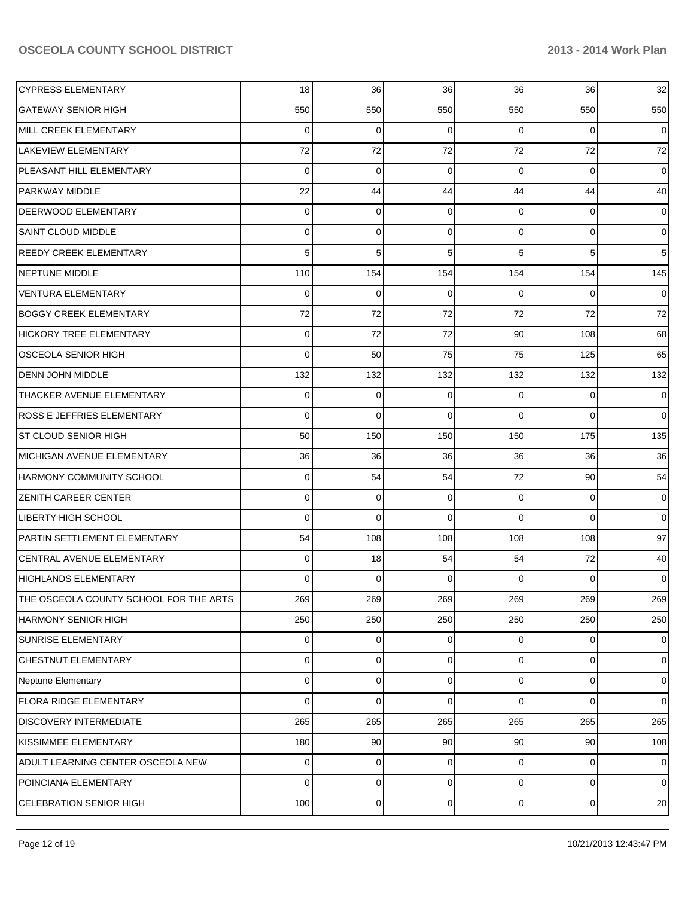| | | | | | | |
|---|---|---|---|---|---|---|
| CYPRESS ELEMENTARY | 18 | 36 | 36 | 36 | 36 | 32 |
| GATEWAY SENIOR HIGH | 550 | 550 | 550 | 550 | 550 | 550 |
| MILL CREEK ELEMENTARY | 0 | 0 | 0 | 0 | 0 | 0 |
| LAKEVIEW ELEMENTARY | 72 | 72 | 72 | 72 | 72 | 72 |
| PLEASANT HILL ELEMENTARY | 0 | 0 | 0 | 0 | 0 | 0 |
| PARKWAY MIDDLE | 22 | 44 | 44 | 44 | 44 | 40 |
| DEERWOOD ELEMENTARY | 0 | 0 | 0 | 0 | 0 | 0 |
| SAINT CLOUD MIDDLE | 0 | 0 | 0 | 0 | 0 | 0 |
| REEDY CREEK ELEMENTARY | 5 | 5 | 5 | 5 | 5 | 5 |
| NEPTUNE MIDDLE | 110 | 154 | 154 | 154 | 154 | 145 |
| VENTURA ELEMENTARY | 0 | 0 | 0 | 0 | 0 | 0 |
| BOGGY CREEK ELEMENTARY | 72 | 72 | 72 | 72 | 72 | 72 |
| HICKORY TREE ELEMENTARY | 0 | 72 | 72 | 90 | 108 | 68 |
| OSCEOLA SENIOR HIGH | 0 | 50 | 75 | 75 | 125 | 65 |
| DENN JOHN MIDDLE | 132 | 132 | 132 | 132 | 132 | 132 |
| THACKER AVENUE ELEMENTARY | 0 | 0 | 0 | 0 | 0 | 0 |
| ROSS E JEFFRIES ELEMENTARY | 0 | 0 | 0 | 0 | 0 | 0 |
| ST CLOUD SENIOR HIGH | 50 | 150 | 150 | 150 | 175 | 135 |
| MICHIGAN AVENUE ELEMENTARY | 36 | 36 | 36 | 36 | 36 | 36 |
| HARMONY COMMUNITY SCHOOL | 0 | 54 | 54 | 72 | 90 | 54 |
| ZENITH CAREER CENTER | 0 | 0 | 0 | 0 | 0 | 0 |
| LIBERTY HIGH SCHOOL | 0 | 0 | 0 | 0 | 0 | 0 |
| PARTIN SETTLEMENT ELEMENTARY | 54 | 108 | 108 | 108 | 108 | 97 |
| CENTRAL AVENUE ELEMENTARY | 0 | 18 | 54 | 54 | 72 | 40 |
| HIGHLANDS ELEMENTARY | 0 | 0 | 0 | 0 | 0 | 0 |
| THE OSCEOLA COUNTY SCHOOL FOR THE ARTS | 269 | 269 | 269 | 269 | 269 | 269 |
| HARMONY SENIOR HIGH | 250 | 250 | 250 | 250 | 250 | 250 |
| SUNRISE ELEMENTARY | 0 | 0 | 0 | 0 | 0 | 0 |
| CHESTNUT ELEMENTARY | 0 | 0 | 0 | 0 | 0 | 0 |
| Neptune Elementary | 0 | 0 | 0 | 0 | 0 | 0 |
| FLORA RIDGE ELEMENTARY | 0 | 0 | 0 | 0 | 0 | 0 |
| DISCOVERY INTERMEDIATE | 265 | 265 | 265 | 265 | 265 | 265 |
| KISSIMMEE ELEMENTARY | 180 | 90 | 90 | 90 | 90 | 108 |
| ADULT LEARNING CENTER OSCEOLA NEW | 0 | 0 | 0 | 0 | 0 | 0 |
| POINCIANA ELEMENTARY | 0 | 0 | 0 | 0 | 0 | 0 |
| CELEBRATION SENIOR HIGH | 100 | 0 | 0 | 0 | 0 | 20 |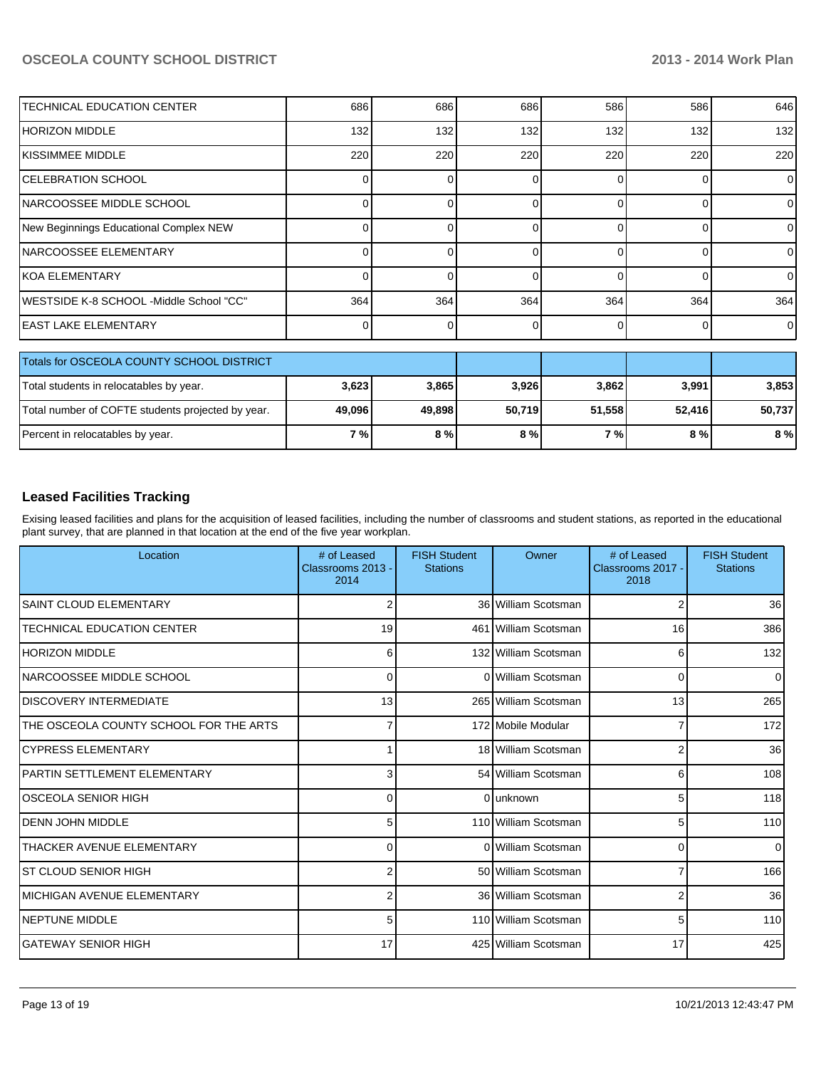| | | | | | | |
|---|---|---|---|---|---|---|
| TECHNICAL EDUCATION CENTER | 686 | 686 | 686 | 586 | 586 | 646 |
| HORIZON MIDDLE | 132 | 132 | 132 | 132 | 132 | 132 |
| KISSIMMEE MIDDLE | 220 | 220 | 220 | 220 | 220 | 220 |
| CELEBRATION SCHOOL | 0 | 0 | 0 | 0 | 0 | 0 |
| NARCOOSSEE MIDDLE SCHOOL | 0 | 0 | 0 | 0 | 0 | 0 |
| New Beginnings Educational Complex NEW | 0 | 0 | 0 | 0 | 0 | 0 |
| NARCOOSSEE ELEMENTARY | 0 | 0 | 0 | 0 | 0 | 0 |
| KOA ELEMENTARY | 0 | 0 | 0 | 0 | 0 | 0 |
| WESTSIDE K-8 SCHOOL -Middle School "CC" | 364 | 364 | 364 | 364 | 364 | 364 |
| EAST LAKE ELEMENTARY | 0 | 0 | 0 | 0 | 0 | 0 |

| Totals for OSCEOLA COUNTY SCHOOL DISTRICT | | | | | | |
|---|---|---|---|---|---|---|
| Total students in relocatables by year. | **3,623** | **3,865** | **3,926** | **3,862** | **3,991** | **3,853** |
| Total number of COFTE students projected by year. | **49,096** | **49,898** | **50,719** | **51,558** | **52,416** | **50,737** |
| Percent in relocatables by year. | **7 %** | **8 %** | **8 %** | **7 %** | **8 %** | **8 %** |

## Leased Facilities Tracking

Exising leased facilities and plans for the acquisition of leased facilities, including the number of classrooms and student stations, as reported in the educational plant survey, that are planned in that location at the end of the five year workplan.

| Location | # of Leased Classrooms 2013 - 2014 | FISH Student Stations | Owner | # of Leased Classrooms 2017 - 2018 | FISH Student Stations |
|---|---|---|---|---|---|
| SAINT CLOUD ELEMENTARY | 2 | 36 | William Scotsman | 2 | 36 |
| TECHNICAL EDUCATION CENTER | 19 | 461 | William Scotsman | 16 | 386 |
| HORIZON MIDDLE | 6 | 132 | William Scotsman | 6 | 132 |
| NARCOOSSEE MIDDLE SCHOOL | 0 | 0 | William Scotsman | 0 | 0 |
| DISCOVERY INTERMEDIATE | 13 | 265 | William Scotsman | 13 | 265 |
| THE OSCEOLA COUNTY SCHOOL FOR THE ARTS | 7 | 172 | Mobile Modular | 7 | 172 |
| CYPRESS ELEMENTARY | 1 | 18 | William Scotsman | 2 | 36 |
| PARTIN SETTLEMENT ELEMENTARY | 3 | 54 | William Scotsman | 6 | 108 |
| OSCEOLA SENIOR HIGH | 0 | 0 | unknown | 5 | 118 |
| DENN JOHN MIDDLE | 5 | 110 | William Scotsman | 5 | 110 |
| THACKER AVENUE ELEMENTARY | 0 | 0 | William Scotsman | 0 | 0 |
| ST CLOUD SENIOR HIGH | 2 | 50 | William Scotsman | 7 | 166 |
| MICHIGAN AVENUE ELEMENTARY | 2 | 36 | William Scotsman | 2 | 36 |
| NEPTUNE MIDDLE | 5 | 110 | William Scotsman | 5 | 110 |
| GATEWAY SENIOR HIGH | 17 | 425 | William Scotsman | 17 | 425 |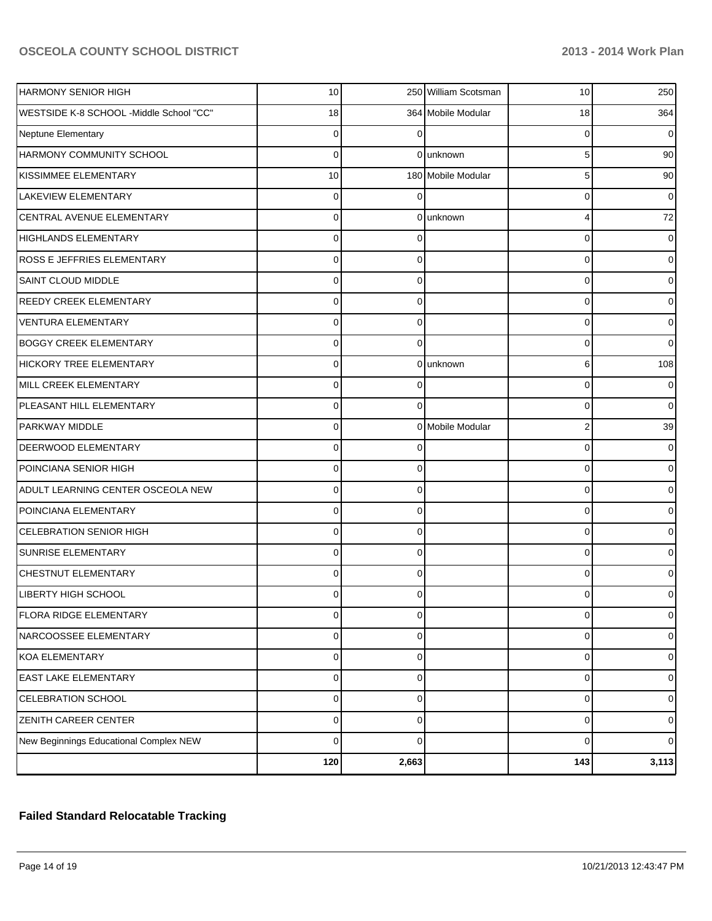| | | | | | |
|---|---|---|---|---|---|
| HARMONY SENIOR HIGH | 10 | 250 | William Scotsman | 10 | 250 |
| WESTSIDE K-8 SCHOOL -Middle School "CC" | 18 | 364 | Mobile Modular | 18 | 364 |
| Neptune Elementary | 0 | 0 | | 0 | 0 |
| HARMONY COMMUNITY SCHOOL | 0 | 0 | unknown | 5 | 90 |
| KISSIMMEE ELEMENTARY | 10 | 180 | Mobile Modular | 5 | 90 |
| LAKEVIEW ELEMENTARY | 0 | 0 | | 0 | 0 |
| CENTRAL AVENUE ELEMENTARY | 0 | 0 | unknown | 4 | 72 |
| HIGHLANDS ELEMENTARY | 0 | 0 | | 0 | 0 |
| ROSS E JEFFRIES ELEMENTARY | 0 | 0 | | 0 | 0 |
| SAINT CLOUD MIDDLE | 0 | 0 | | 0 | 0 |
| REEDY CREEK ELEMENTARY | 0 | 0 | | 0 | 0 |
| VENTURA ELEMENTARY | 0 | 0 | | 0 | 0 |
| BOGGY CREEK ELEMENTARY | 0 | 0 | | 0 | 0 |
| HICKORY TREE ELEMENTARY | 0 | 0 | unknown | 6 | 108 |
| MILL CREEK ELEMENTARY | 0 | 0 | | 0 | 0 |
| PLEASANT HILL ELEMENTARY | 0 | 0 | | 0 | 0 |
| PARKWAY MIDDLE | 0 | 0 | Mobile Modular | 2 | 39 |
| DEERWOOD ELEMENTARY | 0 | 0 | | 0 | 0 |
| POINCIANA SENIOR HIGH | 0 | 0 | | 0 | 0 |
| ADULT LEARNING CENTER OSCEOLA NEW | 0 | 0 | | 0 | 0 |
| POINCIANA ELEMENTARY | 0 | 0 | | 0 | 0 |
| CELEBRATION SENIOR HIGH | 0 | 0 | | 0 | 0 |
| SUNRISE ELEMENTARY | 0 | 0 | | 0 | 0 |
| CHESTNUT ELEMENTARY | 0 | 0 | | 0 | 0 |
| LIBERTY HIGH SCHOOL | 0 | 0 | | 0 | 0 |
| FLORA RIDGE ELEMENTARY | 0 | 0 | | 0 | 0 |
| NARCOOSSEE ELEMENTARY | 0 | 0 | | 0 | 0 |
| KOA ELEMENTARY | 0 | 0 | | 0 | 0 |
| EAST LAKE ELEMENTARY | 0 | 0 | | 0 | 0 |
| CELEBRATION SCHOOL | 0 | 0 | | 0 | 0 |
| ZENITH CAREER CENTER | 0 | 0 | | 0 | 0 |
| New Beginnings Educational Complex NEW | 0 | 0 | | 0 | 0 |
| | 120 | 2,663 | | 143 | 3,113 |

**Failed Standard Relocatable Tracking**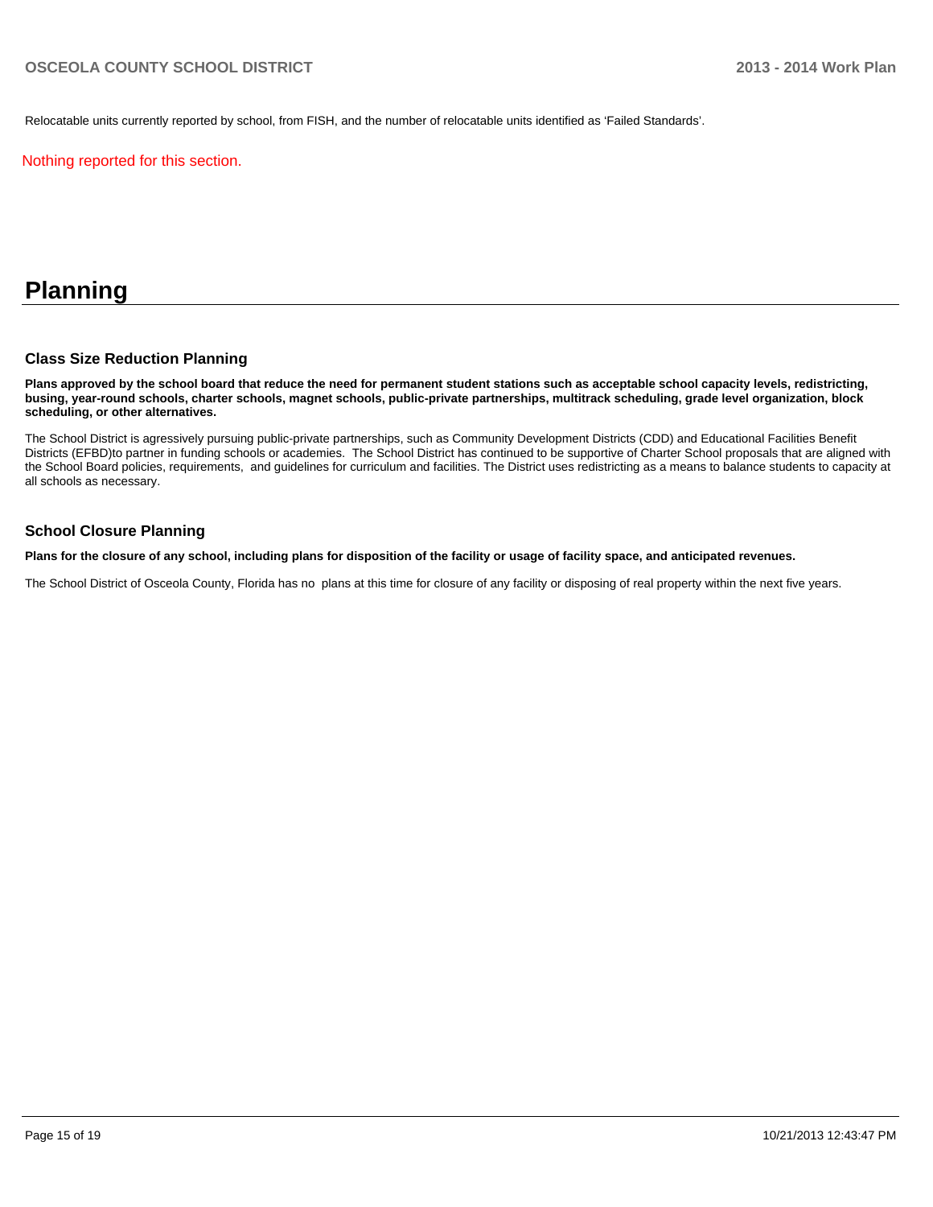Relocatable units currently reported by school, from FISH, and the number of relocatable units identified as 'Failed Standards'.

Nothing reported for this section.

# Planning

## Class Size Reduction Planning

**Plans approved by the school board that reduce the need for permanent student stations such as acceptable school capacity levels, redistricting, busing, year-round schools, charter schools, magnet schools, public-private partnerships, multitrack scheduling, grade level organization, block scheduling, or other alternatives.**

The School District is agressively pursuing public-private partnerships, such as Community Development Districts (CDD) and Educational Facilities Benefit Districts (EFBD)to partner in funding schools or academies.  The School District has continued to be supportive of Charter School proposals that are aligned with the School Board policies, requirements,  and guidelines for curriculum and facilities. The District uses redistricting as a means to balance students to capacity at all schools as necessary.

## School Closure Planning

**Plans for the closure of any school, including plans for disposition of the facility or usage of facility space, and anticipated revenues.**

The School District of Osceola County, Florida has no  plans at this time for closure of any facility or disposing of real property within the next five years.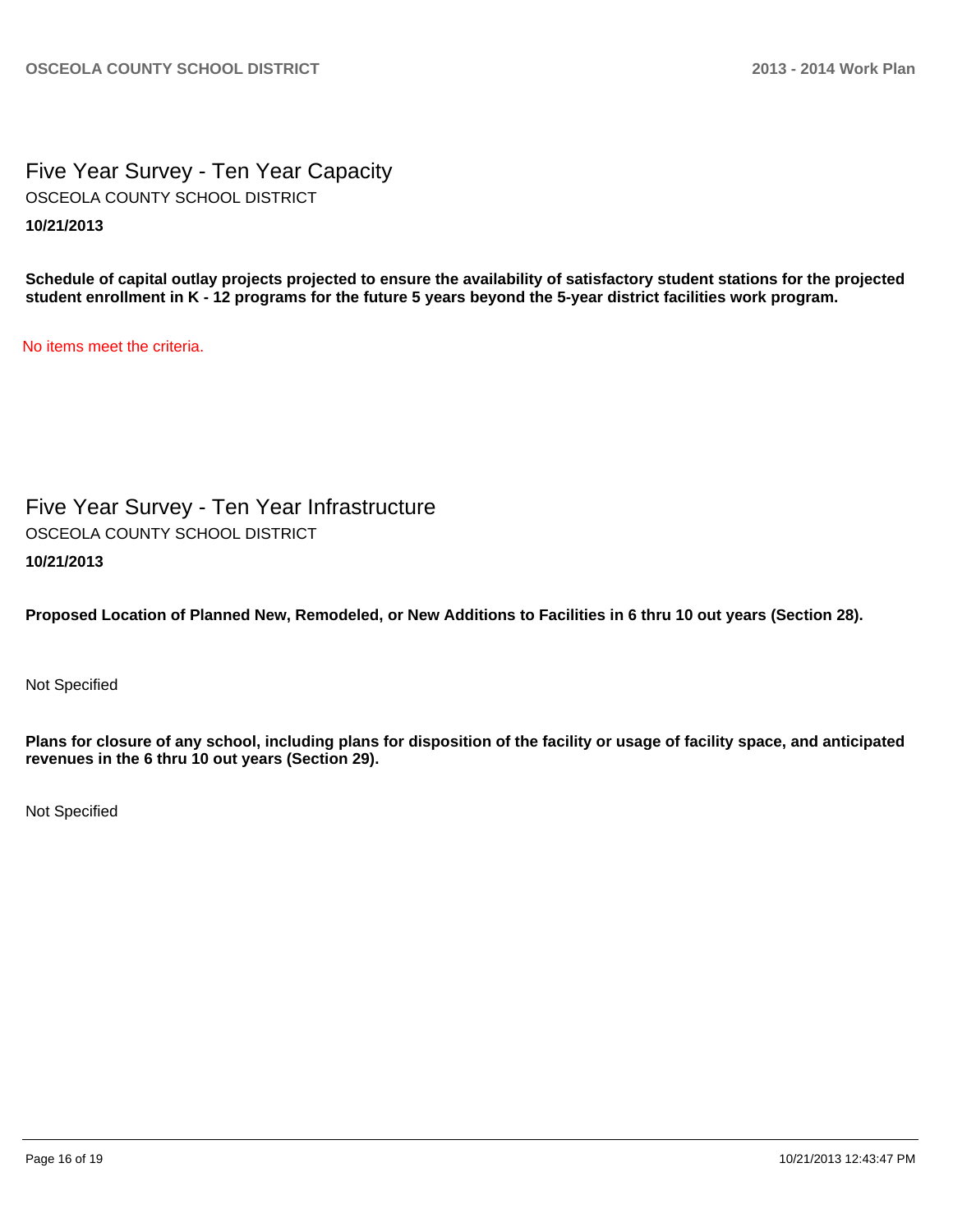# Five Year Survey - Ten Year Capacity

OSCEOLA COUNTY SCHOOL DISTRICT

**10/21/2013**

**Schedule of capital outlay projects projected to ensure the availability of satisfactory student stations for the projected student enrollment in K - 12 programs for the future 5 years beyond the 5-year district facilities work program.**

No items meet the criteria.

# Five Year Survey - Ten Year Infrastructure

OSCEOLA COUNTY SCHOOL DISTRICT

**10/21/2013**

**Proposed Location of Planned New, Remodeled, or New Additions to Facilities in 6 thru 10 out years (Section 28).**

Not Specified

**Plans for closure of any school, including plans for disposition of the facility or usage of facility space, and anticipated revenues in the 6 thru 10 out years (Section 29).**

Not Specified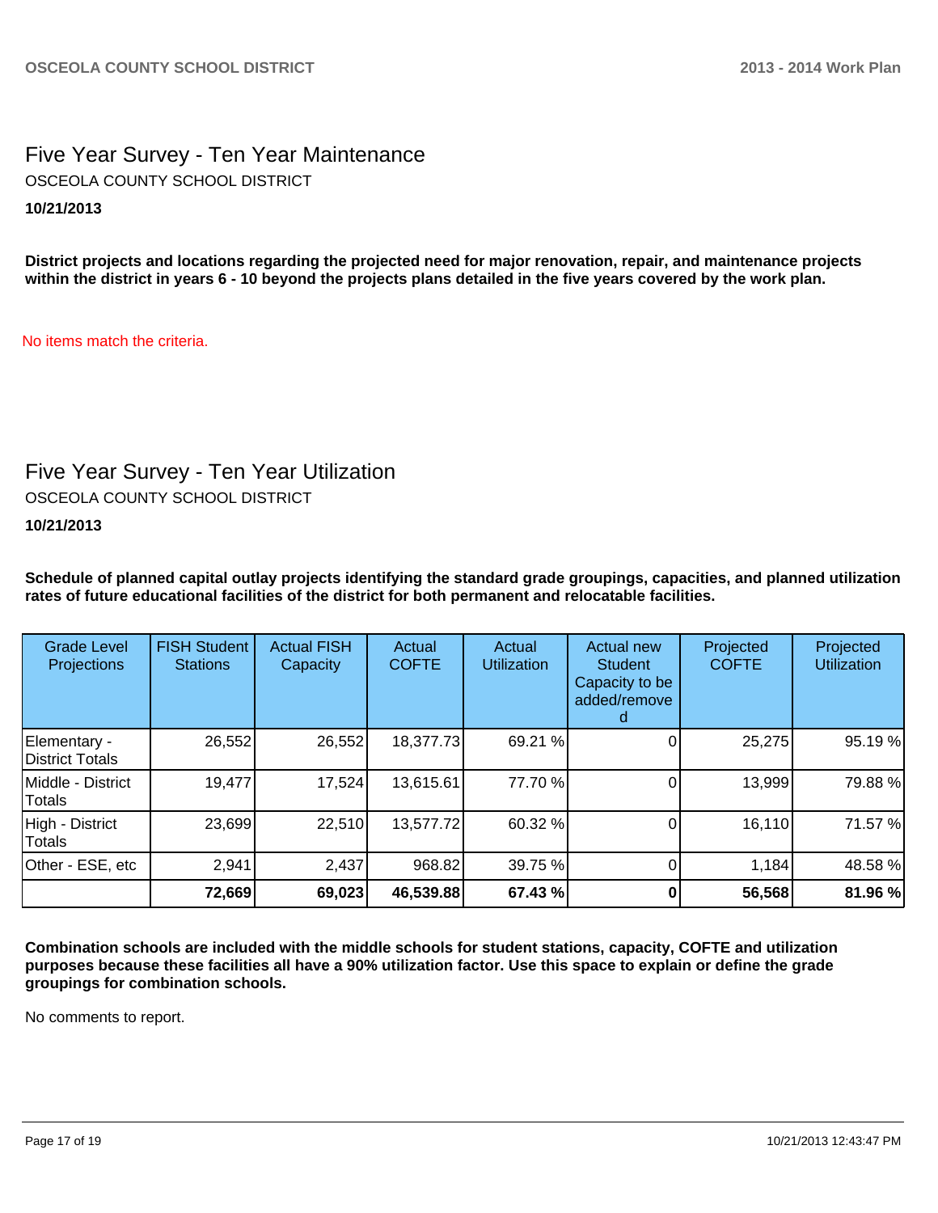## Five Year Survey - Ten Year Maintenance

OSCEOLA COUNTY SCHOOL DISTRICT

**10/21/2013**

**District projects and locations regarding the projected need for major renovation, repair, and maintenance projects within the district in years 6 - 10 beyond the projects plans detailed in the five years covered by the work plan.**

No items match the criteria.

## Five Year Survey - Ten Year Utilization

OSCEOLA COUNTY SCHOOL DISTRICT

**10/21/2013**

**Schedule of planned capital outlay projects identifying the standard grade groupings, capacities, and planned utilization rates of future educational facilities of the district for both permanent and relocatable facilities.**

| Grade Level Projections | FISH Student Stations | Actual FISH Capacity | Actual COFTE | Actual Utilization | Actual new Student Capacity to be added/removed | Projected COFTE | Projected Utilization |
|---|---|---|---|---|---|---|---|
| Elementary - District Totals | 26,552 | 26,552 | 18,377.73 | 69.21 % | 0 | 25,275 | 95.19 % |
| Middle - District Totals | 19,477 | 17,524 | 13,615.61 | 77.70 % | 0 | 13,999 | 79.88 % |
| High - District Totals | 23,699 | 22,510 | 13,577.72 | 60.32 % | 0 | 16,110 | 71.57 % |
| Other - ESE, etc | 2,941 | 2,437 | 968.82 | 39.75 % | 0 | 1,184 | 48.58 % |
| | **72,669** | **69,023** | **46,539.88** | **67.43 %** | **0** | **56,568** | **81.96 %** |

**Combination schools are included with the middle schools for student stations, capacity, COFTE and utilization purposes because these facilities all have a 90% utilization factor. Use this space to explain or define the grade groupings for combination schools.**

No comments to report.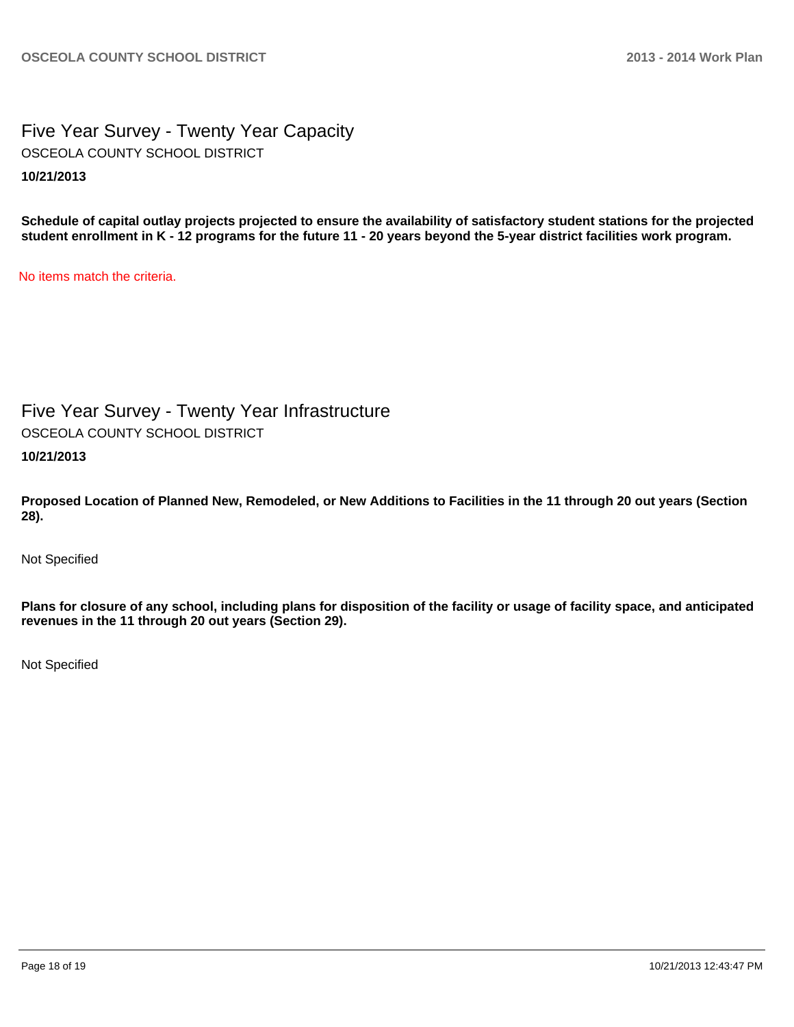## Five Year Survey - Twenty Year Capacity

OSCEOLA COUNTY SCHOOL DISTRICT

**10/21/2013**

**Schedule of capital outlay projects projected to ensure the availability of satisfactory student stations for the projected student enrollment in K - 12 programs for the future 11 - 20 years beyond the 5-year district facilities work program.**

No items match the criteria.

## Five Year Survey - Twenty Year Infrastructure

OSCEOLA COUNTY SCHOOL DISTRICT

**10/21/2013**

**Proposed Location of Planned New, Remodeled, or New Additions to Facilities in the 11 through 20 out years (Section 28).**

Not Specified

**Plans for closure of any school, including plans for disposition of the facility or usage of facility space, and anticipated revenues in the 11 through 20 out years (Section 29).**

Not Specified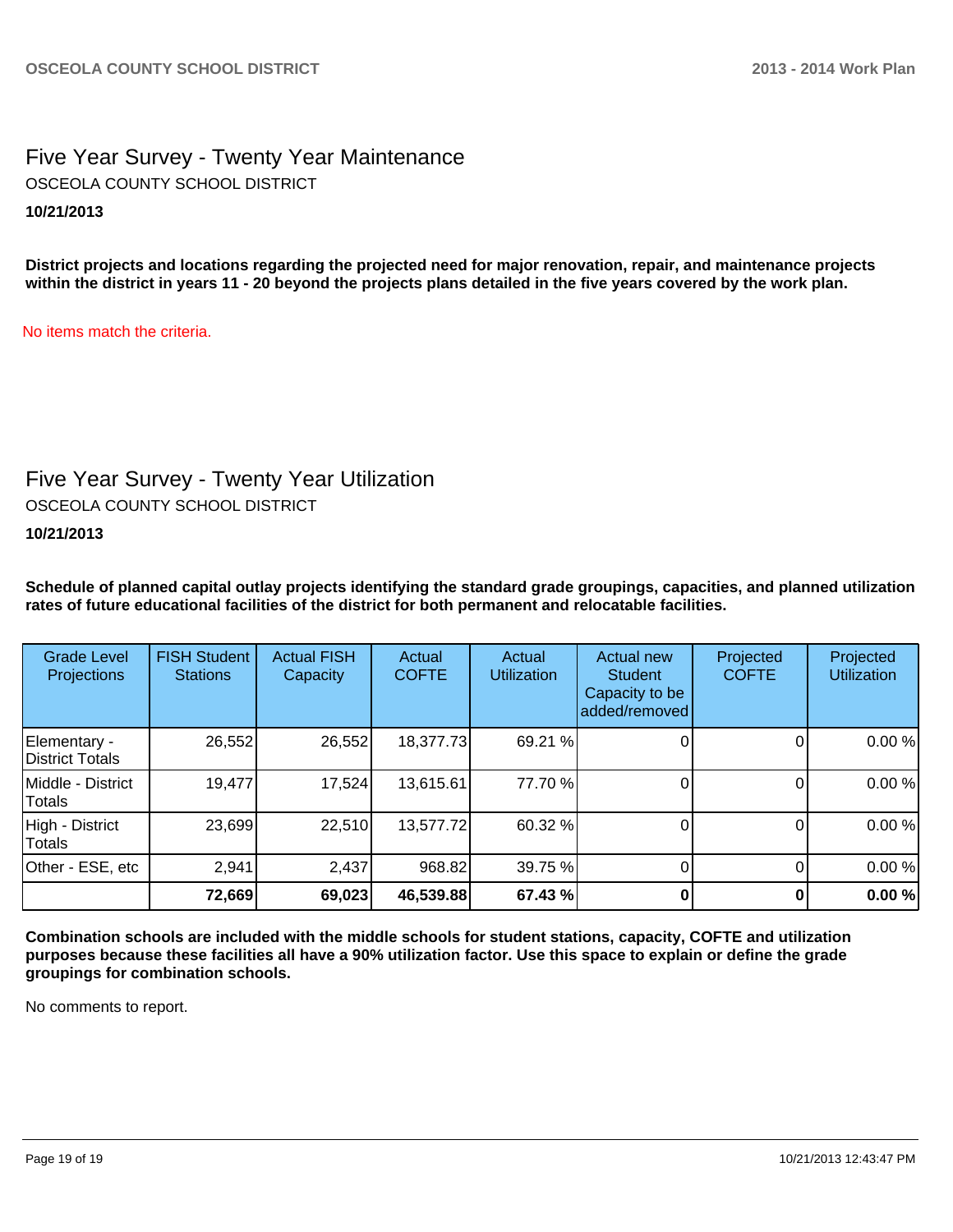## Five Year Survey - Twenty Year Maintenance

OSCEOLA COUNTY SCHOOL DISTRICT

**10/21/2013**

**District projects and locations regarding the projected need for major renovation, repair, and maintenance projects within the district in years 11 - 20 beyond the projects plans detailed in the five years covered by the work plan.**

No items match the criteria.

## Five Year Survey - Twenty Year Utilization

OSCEOLA COUNTY SCHOOL DISTRICT

**10/21/2013**

**Schedule of planned capital outlay projects identifying the standard grade groupings, capacities, and planned utilization rates of future educational facilities of the district for both permanent and relocatable facilities.**

| Grade Level Projections | FISH Student Stations | Actual FISH Capacity | Actual COFTE | Actual Utilization | Actual new Student Capacity to be added/removed | Projected COFTE | Projected Utilization |
|---|---|---|---|---|---|---|---|
| Elementary - District Totals | 26,552 | 26,552 | 18,377.73 | 69.21 % | 0 | 0 | 0.00 % |
| Middle - District Totals | 19,477 | 17,524 | 13,615.61 | 77.70 % | 0 | 0 | 0.00 % |
| High - District Totals | 23,699 | 22,510 | 13,577.72 | 60.32 % | 0 | 0 | 0.00 % |
| Other - ESE, etc | 2,941 | 2,437 | 968.82 | 39.75 % | 0 | 0 | 0.00 % |
| | **72,669** | **69,023** | **46,539.88** | **67.43 %** | **0** | **0** | **0.00 %** |

**Combination schools are included with the middle schools for student stations, capacity, COFTE and utilization purposes because these facilities all have a 90% utilization factor. Use this space to explain or define the grade groupings for combination schools.**

No comments to report.